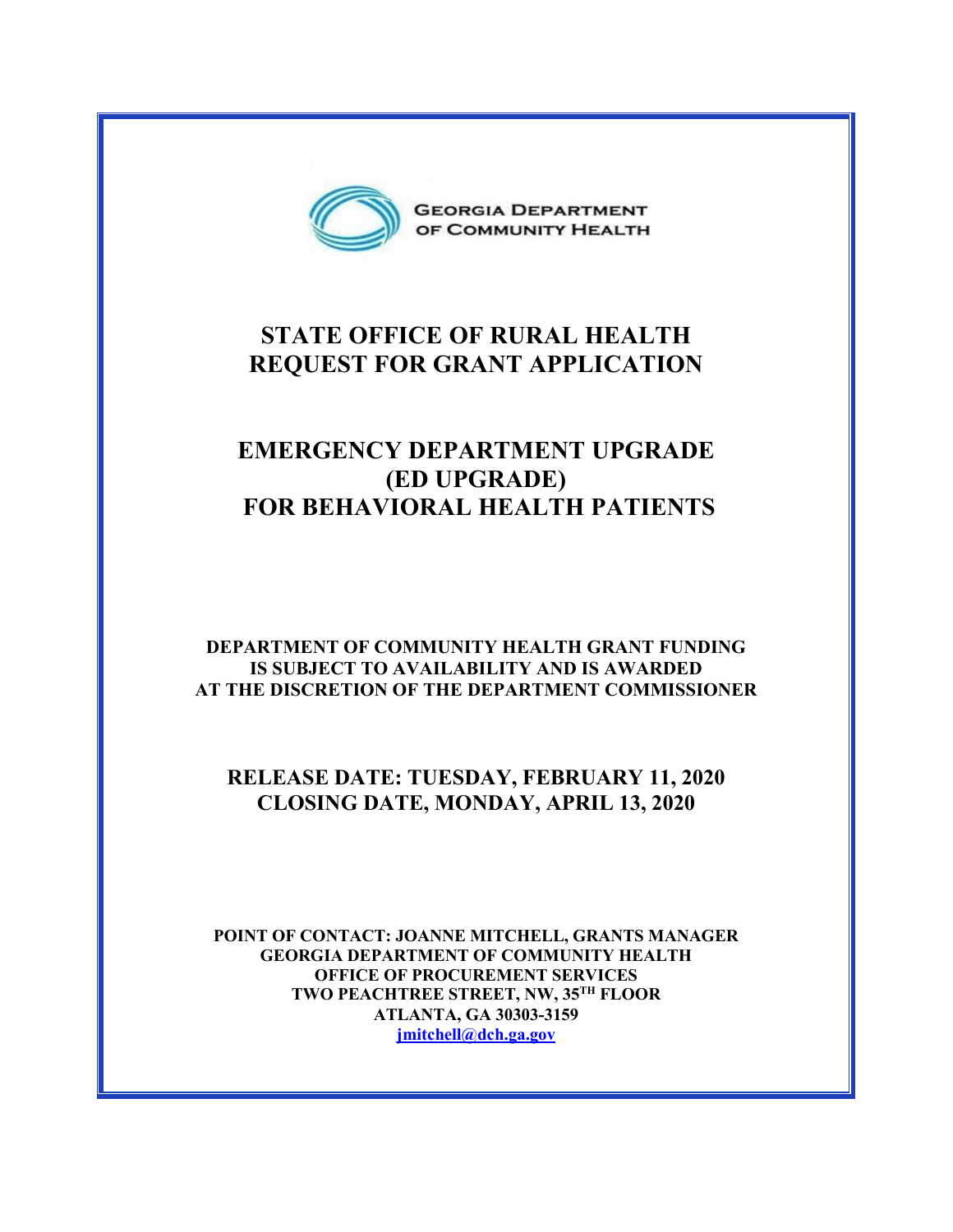GEORGIA DEPARTMENT OF COMMUNITY HEALTH

# STATE OFFICE OF RURAL HEALTH REQUEST FOR GRANT APPLICATION

# EMERGENCY DEPARTMENT UPGRADE (ED UPGRADE) FOR BEHAVIORAL HEALTH PATIENTS

**DEPARTMENT OF COMMUNITY HEALTH GRANT FUNDING IS SUBJECT TO AVAILABILITY AND IS AWARDED AT THE DISCRETION OF THE DEPARTMENT COMMISSIONER**

**RELEASE DATE: TUESDAY, FEBRUARY 11, 2020**
**CLOSING DATE, MONDAY, APRIL 13, 2020**

**POINT OF CONTACT: JOANNE MITCHELL, GRANTS MANAGER**
**GEORGIA DEPARTMENT OF COMMUNITY HEALTH**
**OFFICE OF PROCUREMENT SERVICES**
**TWO PEACHTREE STREET, NW, 35TH FLOOR**
**ATLANTA, GA 30303-3159**
**jmitchell@dch.ga.gov**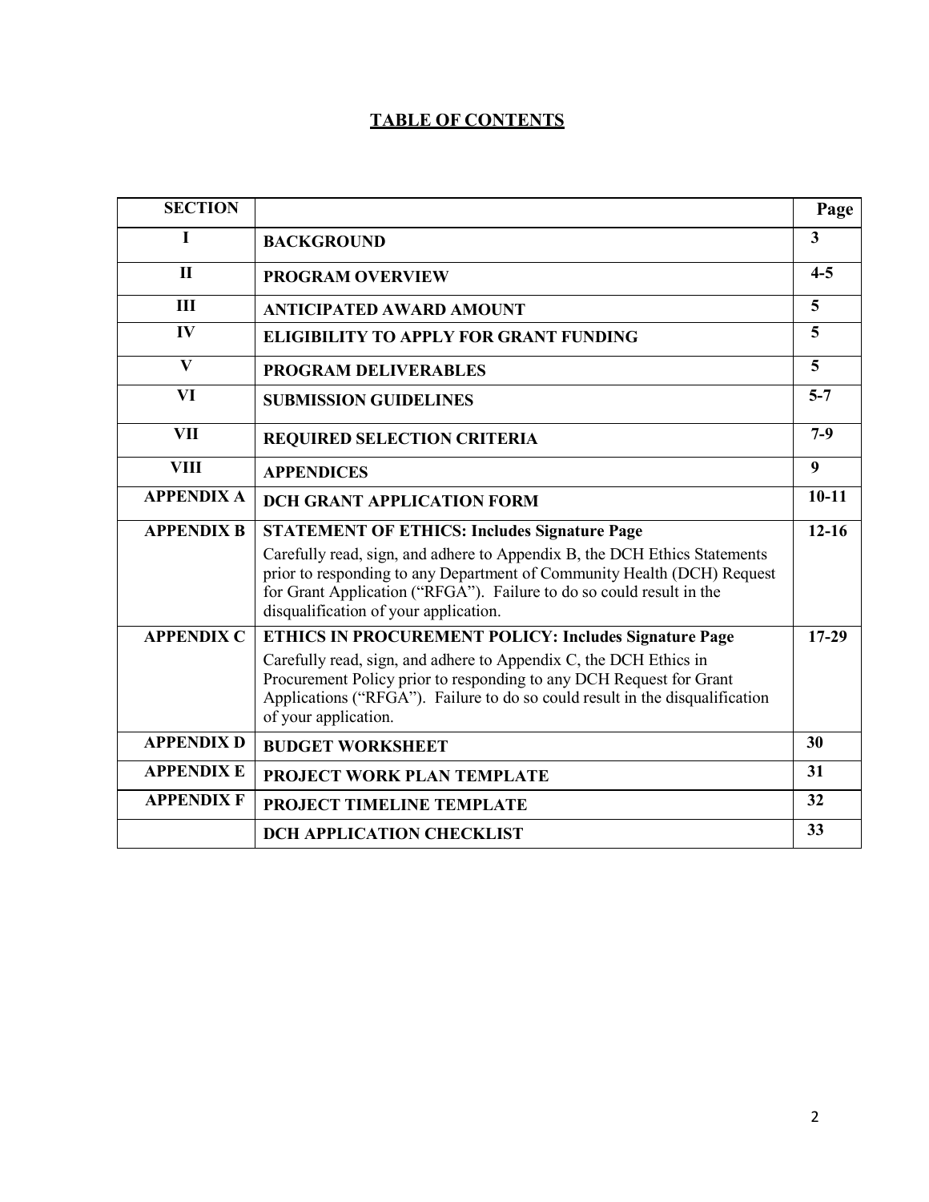# TABLE OF CONTENTS

| SECTION | | Page |
|---|---|---|
| I | **BACKGROUND** | 3 |
| II | **PROGRAM OVERVIEW** | 4-5 |
| III | **ANTICIPATED AWARD AMOUNT** | 5 |
| IV | **ELIGIBILITY TO APPLY FOR GRANT FUNDING** | 5 |
| V | **PROGRAM DELIVERABLES** | 5 |
| VI | **SUBMISSION GUIDELINES** | 5-7 |
| VII | **REQUIRED SELECTION CRITERIA** | 7-9 |
| VIII | **APPENDICES** | 9 |
| APPENDIX A | **DCH GRANT APPLICATION FORM** | 10-11 |
| APPENDIX B | **STATEMENT OF ETHICS: Includes Signature Page** Carefully read, sign, and adhere to Appendix B, the DCH Ethics Statements prior to responding to any Department of Community Health (DCH) Request for Grant Application ("RFGA"). Failure to do so could result in the disqualification of your application. | 12-16 |
| APPENDIX C | **ETHICS IN PROCUREMENT POLICY: Includes Signature Page** Carefully read, sign, and adhere to Appendix C, the DCH Ethics in Procurement Policy prior to responding to any DCH Request for Grant Applications ("RFGA"). Failure to do so could result in the disqualification of your application. | 17-29 |
| APPENDIX D | **BUDGET WORKSHEET** | 30 |
| APPENDIX E | **PROJECT WORK PLAN TEMPLATE** | 31 |
| APPENDIX F | **PROJECT TIMELINE TEMPLATE** | 32 |
| | **DCH APPLICATION CHECKLIST** | 33 |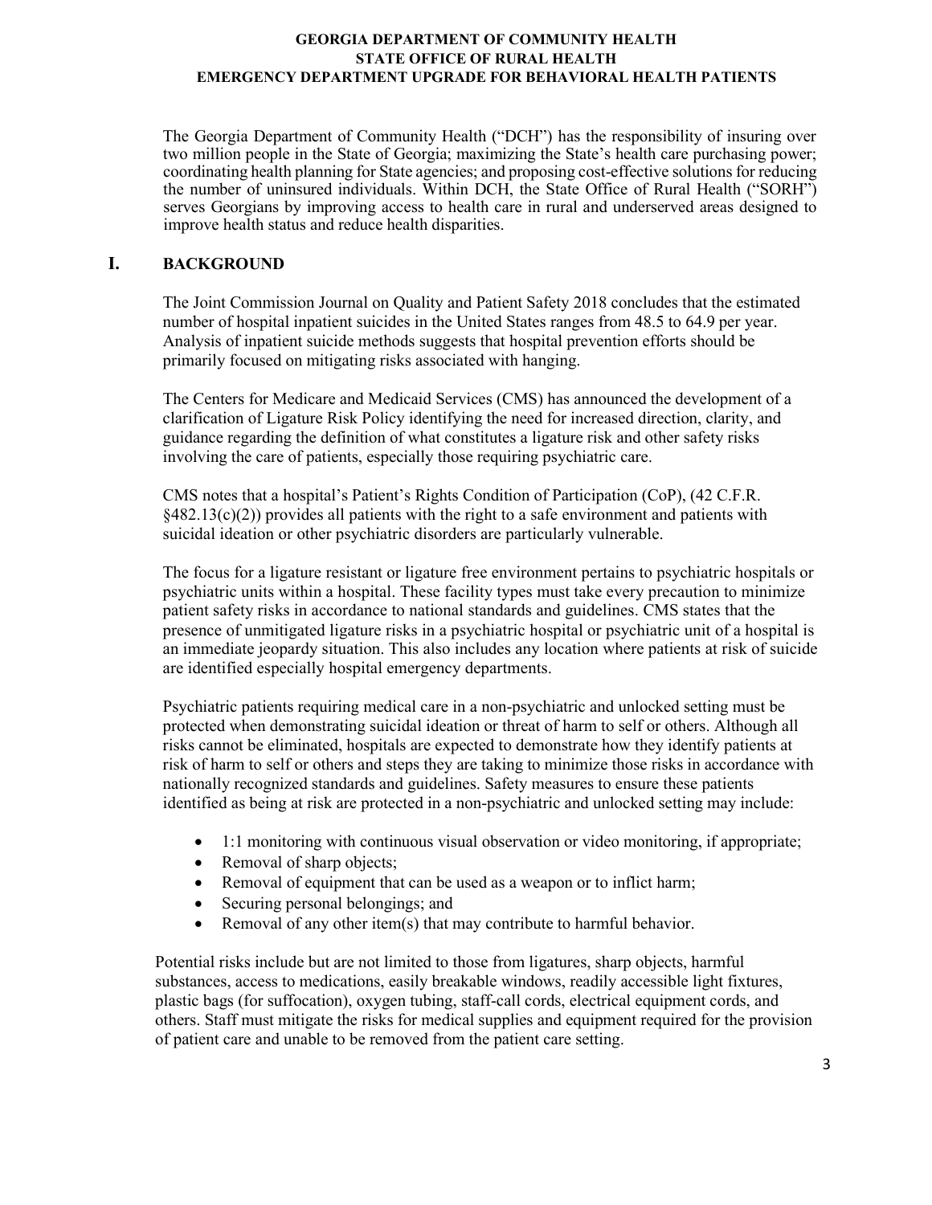**GEORGIA DEPARTMENT OF COMMUNITY HEALTH**
**STATE OFFICE OF RURAL HEALTH**
**EMERGENCY DEPARTMENT UPGRADE FOR BEHAVIORAL HEALTH PATIENTS**

The Georgia Department of Community Health ("DCH") has the responsibility of insuring over two million people in the State of Georgia; maximizing the State's health care purchasing power; coordinating health planning for State agencies; and proposing cost-effective solutions for reducing the number of uninsured individuals. Within DCH, the State Office of Rural Health ("SORH") serves Georgians by improving access to health care in rural and underserved areas designed to improve health status and reduce health disparities.

## I. BACKGROUND

The Joint Commission Journal on Quality and Patient Safety 2018 concludes that the estimated number of hospital inpatient suicides in the United States ranges from 48.5 to 64.9 per year. Analysis of inpatient suicide methods suggests that hospital prevention efforts should be primarily focused on mitigating risks associated with hanging.

The Centers for Medicare and Medicaid Services (CMS) has announced the development of a clarification of Ligature Risk Policy identifying the need for increased direction, clarity, and guidance regarding the definition of what constitutes a ligature risk and other safety risks involving the care of patients, especially those requiring psychiatric care.

CMS notes that a hospital's Patient's Rights Condition of Participation (CoP), (42 C.F.R. §482.13(c)(2)) provides all patients with the right to a safe environment and patients with suicidal ideation or other psychiatric disorders are particularly vulnerable.

The focus for a ligature resistant or ligature free environment pertains to psychiatric hospitals or psychiatric units within a hospital. These facility types must take every precaution to minimize patient safety risks in accordance to national standards and guidelines. CMS states that the presence of unmitigated ligature risks in a psychiatric hospital or psychiatric unit of a hospital is an immediate jeopardy situation. This also includes any location where patients at risk of suicide are identified especially hospital emergency departments.

Psychiatric patients requiring medical care in a non-psychiatric and unlocked setting must be protected when demonstrating suicidal ideation or threat of harm to self or others. Although all risks cannot be eliminated, hospitals are expected to demonstrate how they identify patients at risk of harm to self or others and steps they are taking to minimize those risks in accordance with nationally recognized standards and guidelines. Safety measures to ensure these patients identified as being at risk are protected in a non-psychiatric and unlocked setting may include:

- 1:1 monitoring with continuous visual observation or video monitoring, if appropriate;
- Removal of sharp objects;
- Removal of equipment that can be used as a weapon or to inflict harm;
- Securing personal belongings; and
- Removal of any other item(s) that may contribute to harmful behavior.

Potential risks include but are not limited to those from ligatures, sharp objects, harmful substances, access to medications, easily breakable windows, readily accessible light fixtures, plastic bags (for suffocation), oxygen tubing, staff-call cords, electrical equipment cords, and others. Staff must mitigate the risks for medical supplies and equipment required for the provision of patient care and unable to be removed from the patient care setting.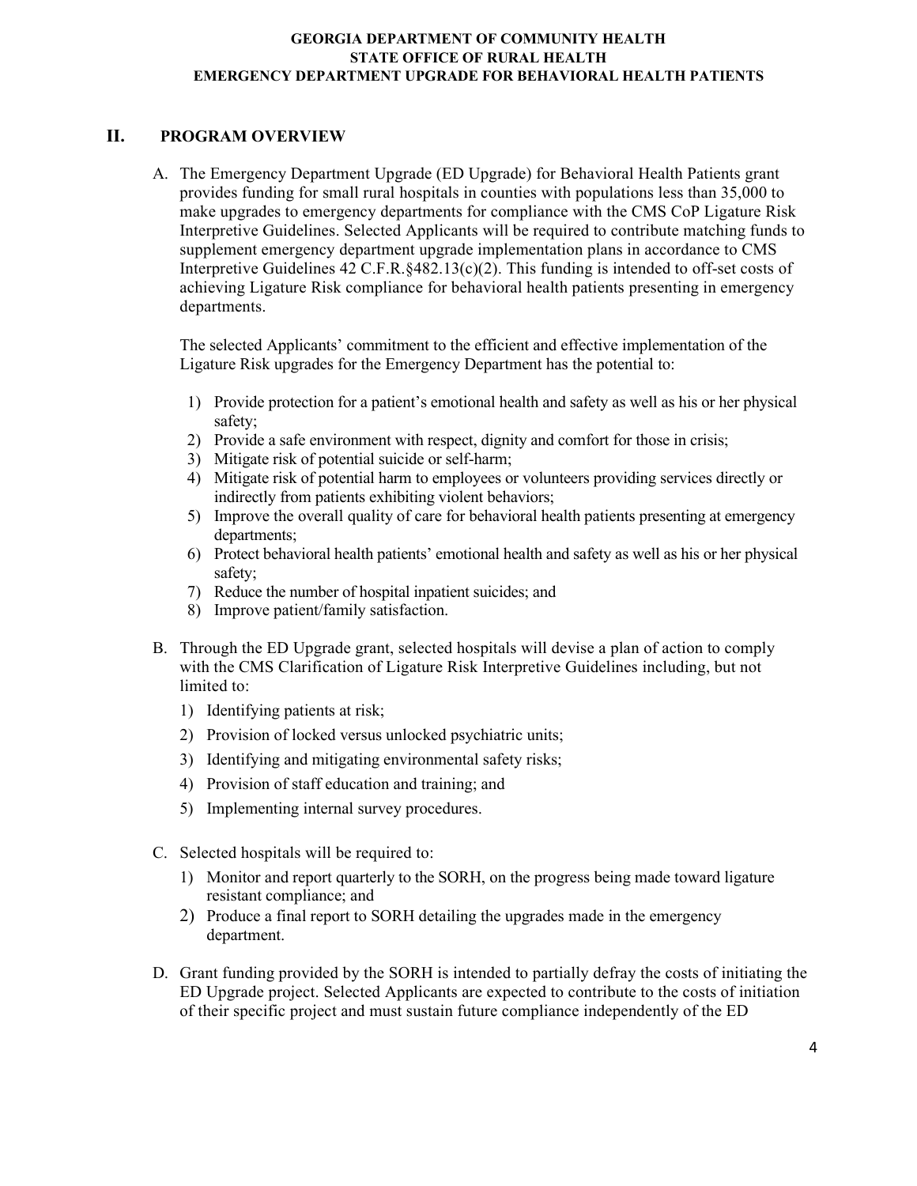## II. PROGRAM OVERVIEW

A. The Emergency Department Upgrade (ED Upgrade) for Behavioral Health Patients grant provides funding for small rural hospitals in counties with populations less than 35,000 to make upgrades to emergency departments for compliance with the CMS CoP Ligature Risk Interpretive Guidelines. Selected Applicants will be required to contribute matching funds to supplement emergency department upgrade implementation plans in accordance to CMS Interpretive Guidelines 42 C.F.R.§482.13(c)(2). This funding is intended to off-set costs of achieving Ligature Risk compliance for behavioral health patients presenting in emergency departments.

   The selected Applicants' commitment to the efficient and effective implementation of the Ligature Risk upgrades for the Emergency Department has the potential to:

   1) Provide protection for a patient's emotional health and safety as well as his or her physical safety;
   2) Provide a safe environment with respect, dignity and comfort for those in crisis;
   3) Mitigate risk of potential suicide or self-harm;
   4) Mitigate risk of potential harm to employees or volunteers providing services directly or indirectly from patients exhibiting violent behaviors;
   5) Improve the overall quality of care for behavioral health patients presenting at emergency departments;
   6) Protect behavioral health patients' emotional health and safety as well as his or her physical safety;
   7) Reduce the number of hospital inpatient suicides; and
   8) Improve patient/family satisfaction.

B. Through the ED Upgrade grant, selected hospitals will devise a plan of action to comply with the CMS Clarification of Ligature Risk Interpretive Guidelines including, but not limited to:

   1) Identifying patients at risk;
   2) Provision of locked versus unlocked psychiatric units;
   3) Identifying and mitigating environmental safety risks;
   4) Provision of staff education and training; and
   5) Implementing internal survey procedures.

C. Selected hospitals will be required to:

   1) Monitor and report quarterly to the SORH, on the progress being made toward ligature resistant compliance; and
   2) Produce a final report to SORH detailing the upgrades made in the emergency department.

D. Grant funding provided by the SORH is intended to partially defray the costs of initiating the ED Upgrade project. Selected Applicants are expected to contribute to the costs of initiation of their specific project and must sustain future compliance independently of the ED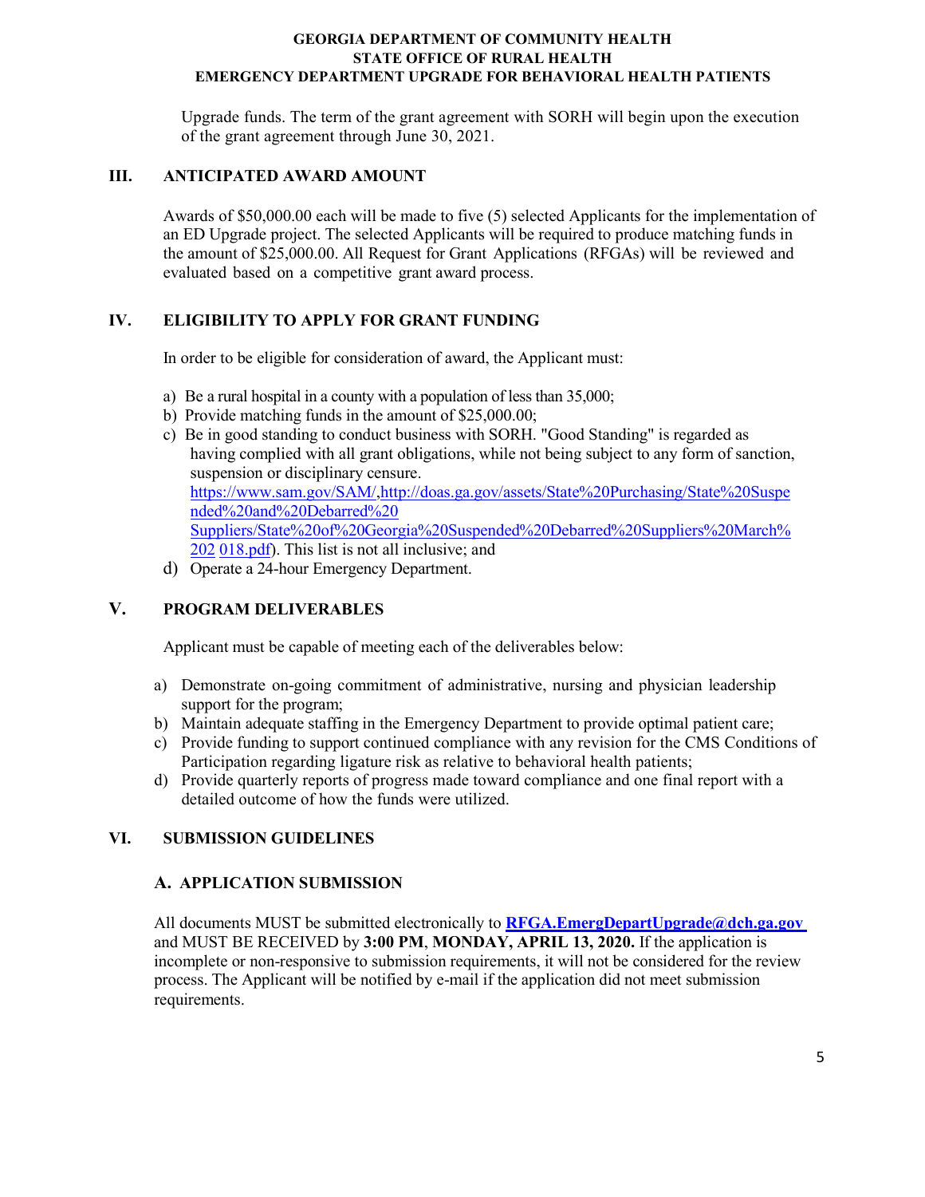Upgrade funds. The term of the grant agreement with SORH will begin upon the execution of the grant agreement through June 30, 2021.

## III. ANTICIPATED AWARD AMOUNT

Awards of $50,000.00 each will be made to five (5) selected Applicants for the implementation of an ED Upgrade project. The selected Applicants will be required to produce matching funds in the amount of $25,000.00. All Request for Grant Applications (RFGAs) will be reviewed and evaluated based on a competitive grant award process.

## IV. ELIGIBILITY TO APPLY FOR GRANT FUNDING

In order to be eligible for consideration of award, the Applicant must:

a) Be a rural hospital in a county with a population of less than 35,000;
b) Provide matching funds in the amount of $25,000.00;
c) Be in good standing to conduct business with SORH. "Good Standing" is regarded as having complied with all grant obligations, while not being subject to any form of sanction, suspension or disciplinary censure. https://www.sam.gov/SAM/,http://doas.ga.gov/assets/State%20Purchasing/State%20Suspended%20and%20Debarred%20 Suppliers/State%20of%20Georgia%20Suspended%20Debarred%20Suppliers%20March%202 018.pdf). This list is not all inclusive; and
d) Operate a 24-hour Emergency Department.

## V. PROGRAM DELIVERABLES

Applicant must be capable of meeting each of the deliverables below:

a) Demonstrate on-going commitment of administrative, nursing and physician leadership support for the program;
b) Maintain adequate staffing in the Emergency Department to provide optimal patient care;
c) Provide funding to support continued compliance with any revision for the CMS Conditions of Participation regarding ligature risk as relative to behavioral health patients;
d) Provide quarterly reports of progress made toward compliance and one final report with a detailed outcome of how the funds were utilized.

## VI. SUBMISSION GUIDELINES

### A. APPLICATION SUBMISSION

All documents MUST be submitted electronically to **RFGA.EmergDepartUpgrade@dch.ga.gov** and MUST BE RECEIVED by **3:00 PM**, **MONDAY, APRIL 13, 2020.** If the application is incomplete or non-responsive to submission requirements, it will not be considered for the review process. The Applicant will be notified by e-mail if the application did not meet submission requirements.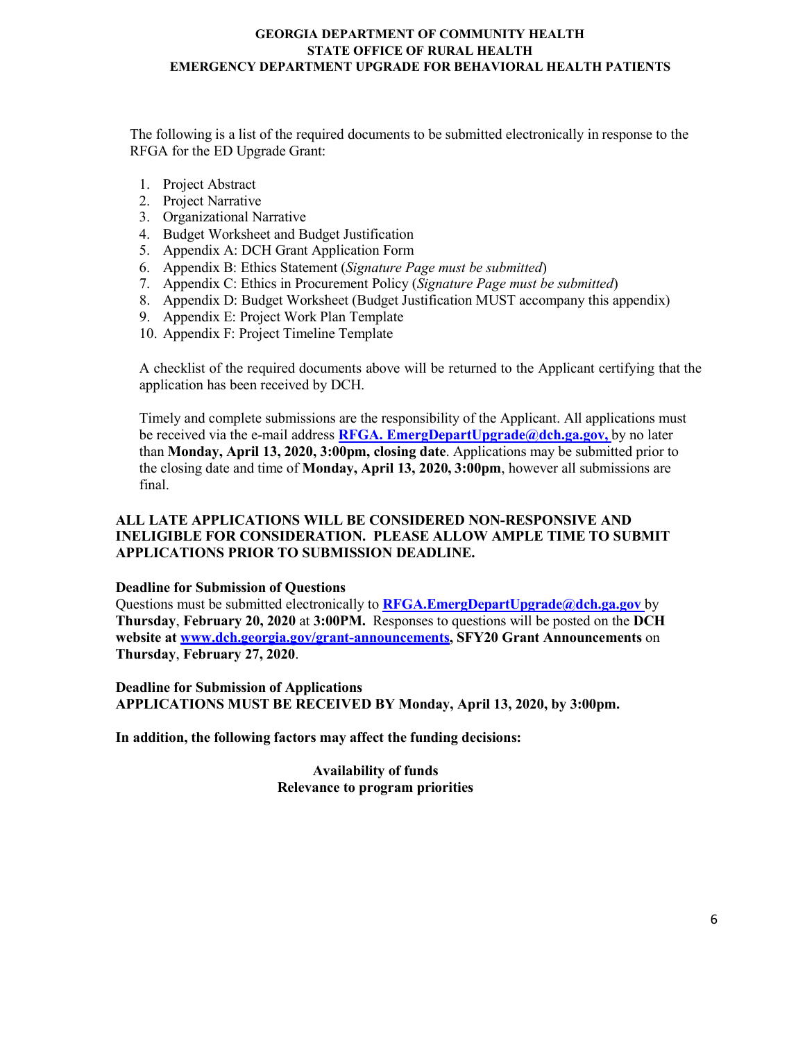The following is a list of the required documents to be submitted electronically in response to the RFGA for the ED Upgrade Grant:

1. Project Abstract
2. Project Narrative
3. Organizational Narrative
4. Budget Worksheet and Budget Justification
5. Appendix A: DCH Grant Application Form
6. Appendix B: Ethics Statement (*Signature Page must be submitted*)
7. Appendix C: Ethics in Procurement Policy (*Signature Page must be submitted*)
8. Appendix D: Budget Worksheet (Budget Justification MUST accompany this appendix)
9. Appendix E: Project Work Plan Template
10. Appendix F: Project Timeline Template

A checklist of the required documents above will be returned to the Applicant certifying that the application has been received by DCH.

Timely and complete submissions are the responsibility of the Applicant. All applications must be received via the e-mail address **RFGA. EmergDepartUpgrade@dch.ga.gov,** by no later than **Monday, April 13, 2020, 3:00pm, closing date**. Applications may be submitted prior to the closing date and time of **Monday, April 13, 2020, 3:00pm**, however all submissions are final.

**ALL LATE APPLICATIONS WILL BE CONSIDERED NON-RESPONSIVE AND INELIGIBLE FOR CONSIDERATION. PLEASE ALLOW AMPLE TIME TO SUBMIT APPLICATIONS PRIOR TO SUBMISSION DEADLINE.**

**Deadline for Submission of Questions**

Questions must be submitted electronically to **RFGA.EmergDepartUpgrade@dch.ga.gov** by **Thursday**, **February 20, 2020** at **3:00PM.** Responses to questions will be posted on the **DCH website at www.dch.georgia.gov/grant-announcements, SFY20 Grant Announcements** on **Thursday**, **February 27, 2020**.

**Deadline for Submission of Applications**
**APPLICATIONS MUST BE RECEIVED BY Monday, April 13, 2020, by 3:00pm.**

**In addition, the following factors may affect the funding decisions:**

**Availability of funds**
**Relevance to program priorities**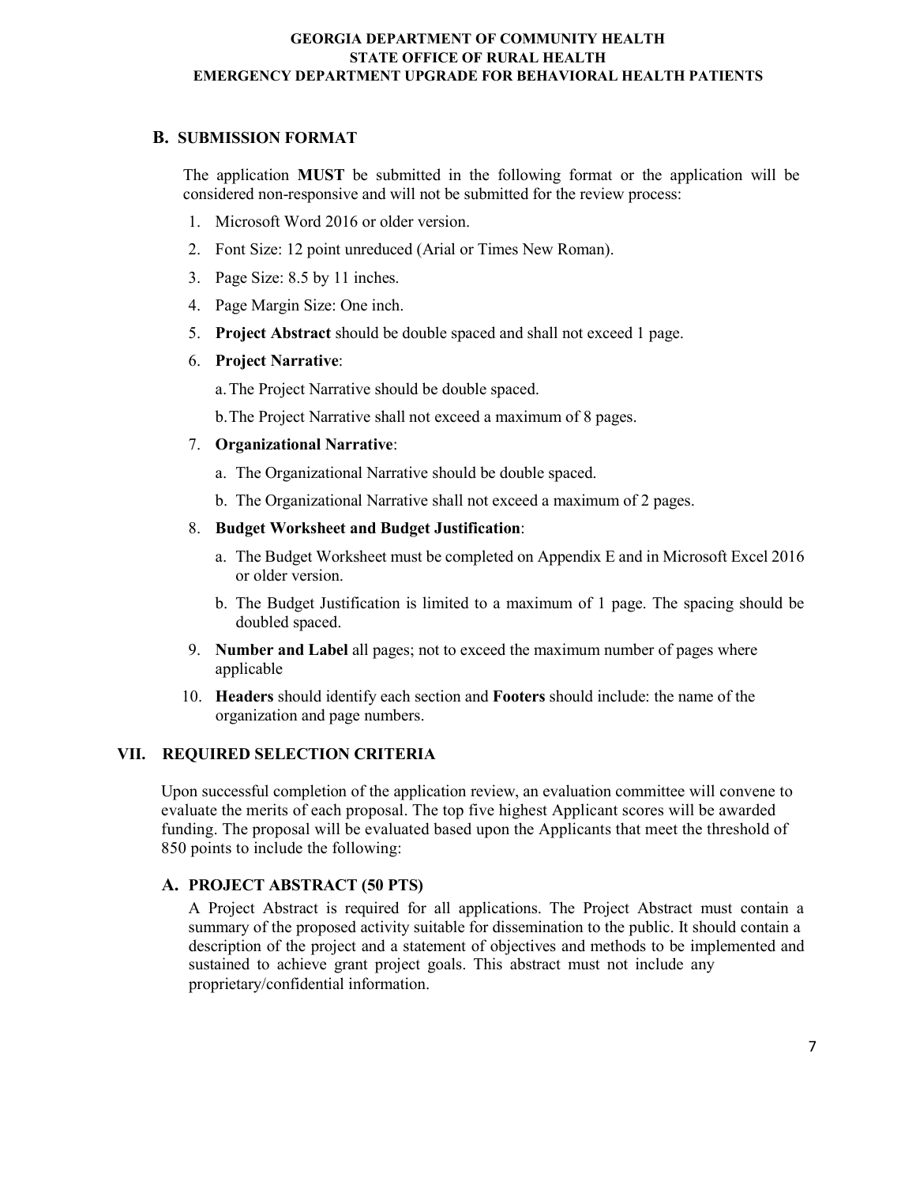## B. SUBMISSION FORMAT

The application **MUST** be submitted in the following format or the application will be considered non-responsive and will not be submitted for the review process:

1. Microsoft Word 2016 or older version.
2. Font Size: 12 point unreduced (Arial or Times New Roman).
3. Page Size: 8.5 by 11 inches.
4. Page Margin Size: One inch.
5. **Project Abstract** should be double spaced and shall not exceed 1 page.
6. **Project Narrative**:
   a. The Project Narrative should be double spaced.
   b. The Project Narrative shall not exceed a maximum of 8 pages.
7. **Organizational Narrative**:
   a. The Organizational Narrative should be double spaced.
   b. The Organizational Narrative shall not exceed a maximum of 2 pages.
8. **Budget Worksheet and Budget Justification**:
   a. The Budget Worksheet must be completed on Appendix E and in Microsoft Excel 2016 or older version.
   b. The Budget Justification is limited to a maximum of 1 page. The spacing should be doubled spaced.
9. **Number and Label** all pages; not to exceed the maximum number of pages where applicable
10. **Headers** should identify each section and **Footers** should include: the name of the organization and page numbers.

# VII. REQUIRED SELECTION CRITERIA

Upon successful completion of the application review, an evaluation committee will convene to evaluate the merits of each proposal. The top five highest Applicant scores will be awarded funding. The proposal will be evaluated based upon the Applicants that meet the threshold of 850 points to include the following:

## A. PROJECT ABSTRACT (50 PTS)

A Project Abstract is required for all applications. The Project Abstract must contain a summary of the proposed activity suitable for dissemination to the public. It should contain a description of the project and a statement of objectives and methods to be implemented and sustained to achieve grant project goals. This abstract must not include any proprietary/confidential information.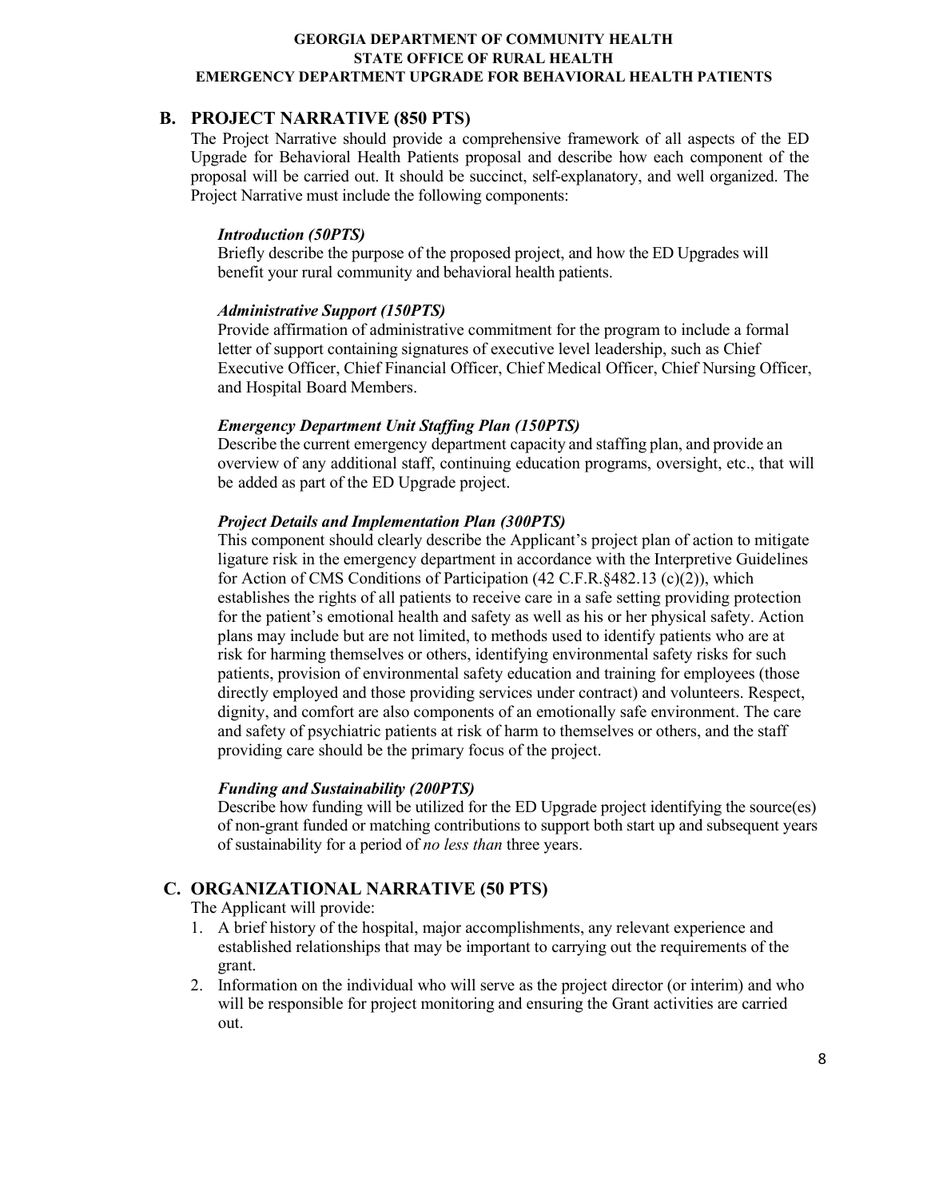## B. PROJECT NARRATIVE (850 PTS)

The Project Narrative should provide a comprehensive framework of all aspects of the ED Upgrade for Behavioral Health Patients proposal and describe how each component of the proposal will be carried out. It should be succinct, self-explanatory, and well organized. The Project Narrative must include the following components:

***Introduction (50PTS)***

Briefly describe the purpose of the proposed project, and how the ED Upgrades will benefit your rural community and behavioral health patients.

***Administrative Support (150PTS)***

Provide affirmation of administrative commitment for the program to include a formal letter of support containing signatures of executive level leadership, such as Chief Executive Officer, Chief Financial Officer, Chief Medical Officer, Chief Nursing Officer, and Hospital Board Members.

***Emergency Department Unit Staffing Plan (150PTS)***

Describe the current emergency department capacity and staffing plan, and provide an overview of any additional staff, continuing education programs, oversight, etc., that will be added as part of the ED Upgrade project.

***Project Details and Implementation Plan (300PTS)***

This component should clearly describe the Applicant's project plan of action to mitigate ligature risk in the emergency department in accordance with the Interpretive Guidelines for Action of CMS Conditions of Participation (42 C.F.R.§482.13 (c)(2)), which establishes the rights of all patients to receive care in a safe setting providing protection for the patient's emotional health and safety as well as his or her physical safety. Action plans may include but are not limited, to methods used to identify patients who are at risk for harming themselves or others, identifying environmental safety risks for such patients, provision of environmental safety education and training for employees (those directly employed and those providing services under contract) and volunteers. Respect, dignity, and comfort are also components of an emotionally safe environment. The care and safety of psychiatric patients at risk of harm to themselves or others, and the staff providing care should be the primary focus of the project.

***Funding and Sustainability (200PTS)***

Describe how funding will be utilized for the ED Upgrade project identifying the source(es) of non-grant funded or matching contributions to support both start up and subsequent years of sustainability for a period of *no less than* three years.

## C. ORGANIZATIONAL NARRATIVE (50 PTS)

The Applicant will provide:

1. A brief history of the hospital, major accomplishments, any relevant experience and established relationships that may be important to carrying out the requirements of the grant.
2. Information on the individual who will serve as the project director (or interim) and who will be responsible for project monitoring and ensuring the Grant activities are carried out.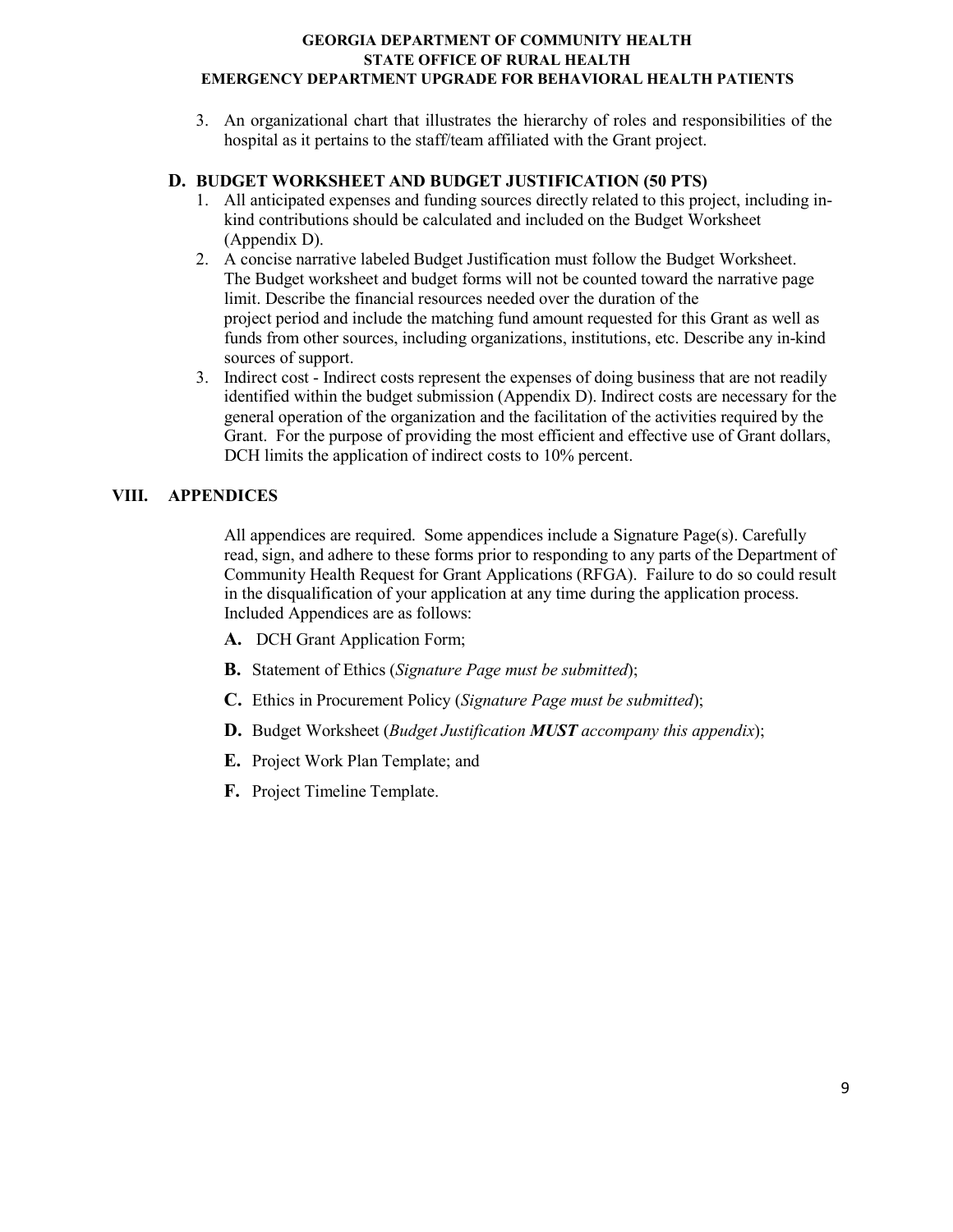3. An organizational chart that illustrates the hierarchy of roles and responsibilities of the hospital as it pertains to the staff/team affiliated with the Grant project.

### D. BUDGET WORKSHEET AND BUDGET JUSTIFICATION (50 PTS)

1. All anticipated expenses and funding sources directly related to this project, including in-kind contributions should be calculated and included on the Budget Worksheet (Appendix D).
2. A concise narrative labeled Budget Justification must follow the Budget Worksheet. The Budget worksheet and budget forms will not be counted toward the narrative page limit. Describe the financial resources needed over the duration of the project period and include the matching fund amount requested for this Grant as well as funds from other sources, including organizations, institutions, etc. Describe any in-kind sources of support.
3. Indirect cost - Indirect costs represent the expenses of doing business that are not readily identified within the budget submission (Appendix D). Indirect costs are necessary for the general operation of the organization and the facilitation of the activities required by the Grant. For the purpose of providing the most efficient and effective use of Grant dollars, DCH limits the application of indirect costs to 10% percent.

## VIII. APPENDICES

All appendices are required. Some appendices include a Signature Page(s). Carefully read, sign, and adhere to these forms prior to responding to any parts of the Department of Community Health Request for Grant Applications (RFGA). Failure to do so could result in the disqualification of your application at any time during the application process. Included Appendices are as follows:

**A.** DCH Grant Application Form;

**B.** Statement of Ethics (*Signature Page must be submitted*);

**C.** Ethics in Procurement Policy (*Signature Page must be submitted*);

**D.** Budget Worksheet (*Budget Justification **MUST** accompany this appendix*);

**E.** Project Work Plan Template; and

**F.** Project Timeline Template.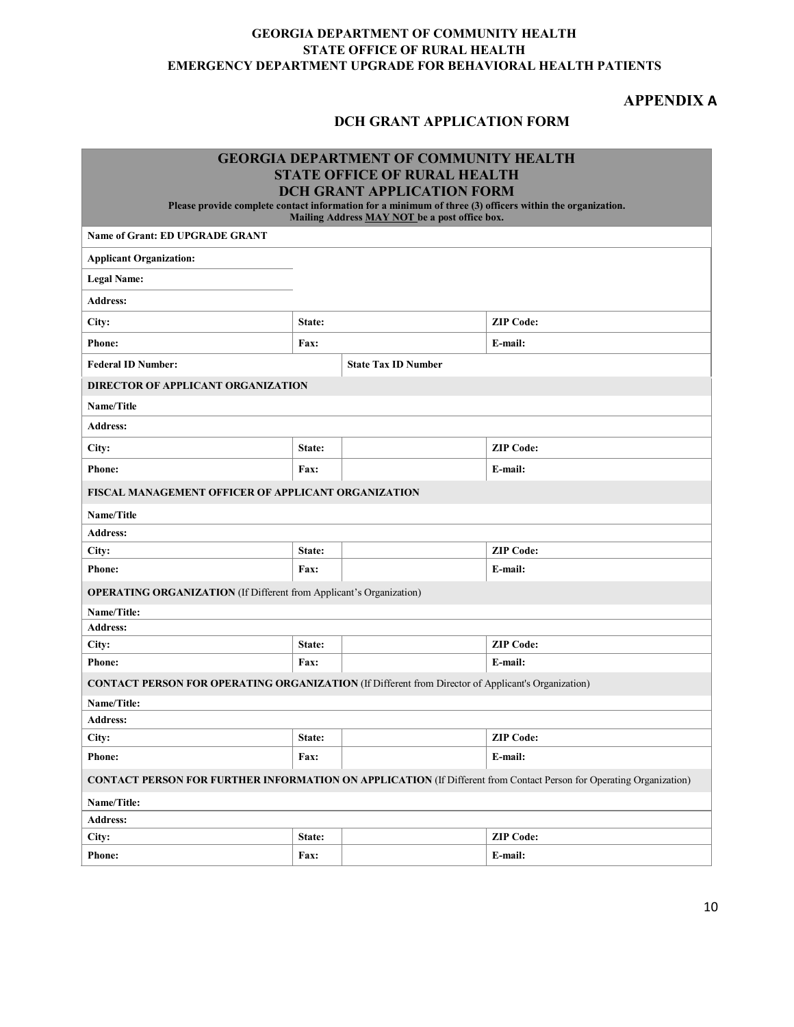GEORGIA DEPARTMENT OF COMMUNITY HEALTH
STATE OFFICE OF RURAL HEALTH
EMERGENCY DEPARTMENT UPGRADE FOR BEHAVIORAL HEALTH PATIENTS

## APPENDIX A

## DCH GRANT APPLICATION FORM

| **GEORGIA DEPARTMENT OF COMMUNITY HEALTH STATE OFFICE OF RURAL HEALTH DCH GRANT APPLICATION FORM** Please provide complete contact information for a minimum of three (3) officers within the organization. Mailing Address <u>MAY NOT</u> be a post office box. | | | |
|---|---|---|---|
| **Name of Grant: ED UPGRADE GRANT** | | | |
| **Applicant Organization:** | | | |
| **Legal Name:** | | | |
| **Address:** | | | |
| **City:** | **State:** | | **ZIP Code:** |
| **Phone:** | **Fax:** | | **E-mail:** |
| **Federal ID Number:** | | **State Tax ID Number** | |
| **DIRECTOR OF APPLICANT ORGANIZATION** | | | |
| **Name/Title** | | | |
| **Address:** | | | |
| **City:** | **State:** | | **ZIP Code:** |
| **Phone:** | **Fax:** | | **E-mail:** |
| **FISCAL MANAGEMENT OFFICER OF APPLICANT ORGANIZATION** | | | |
| **Name/Title** | | | |
| **Address:** | | | |
| **City:** | **State:** | | **ZIP Code:** |
| **Phone:** | **Fax:** | | **E-mail:** |
| **OPERATING ORGANIZATION** (If Different from Applicant's Organization) | | | |
| **Name/Title:** | | | |
| **Address:** | | | |
| **City:** | **State:** | | **ZIP Code:** |
| **Phone:** | **Fax:** | | **E-mail:** |
| **CONTACT PERSON FOR OPERATING ORGANIZATION** (If Different from Director of Applicant's Organization) | | | |
| **Name/Title:** | | | |
| **Address:** | | | |
| **City:** | **State:** | | **ZIP Code:** |
| **Phone:** | **Fax:** | | **E-mail:** |
| **CONTACT PERSON FOR FURTHER INFORMATION ON APPLICATION** (If Different from Contact Person for Operating Organization) | | | |
| **Name/Title:** | | | |
| **Address:** | | | |
| **City:** | **State:** | | **ZIP Code:** |
| **Phone:** | **Fax:** | | **E-mail:** |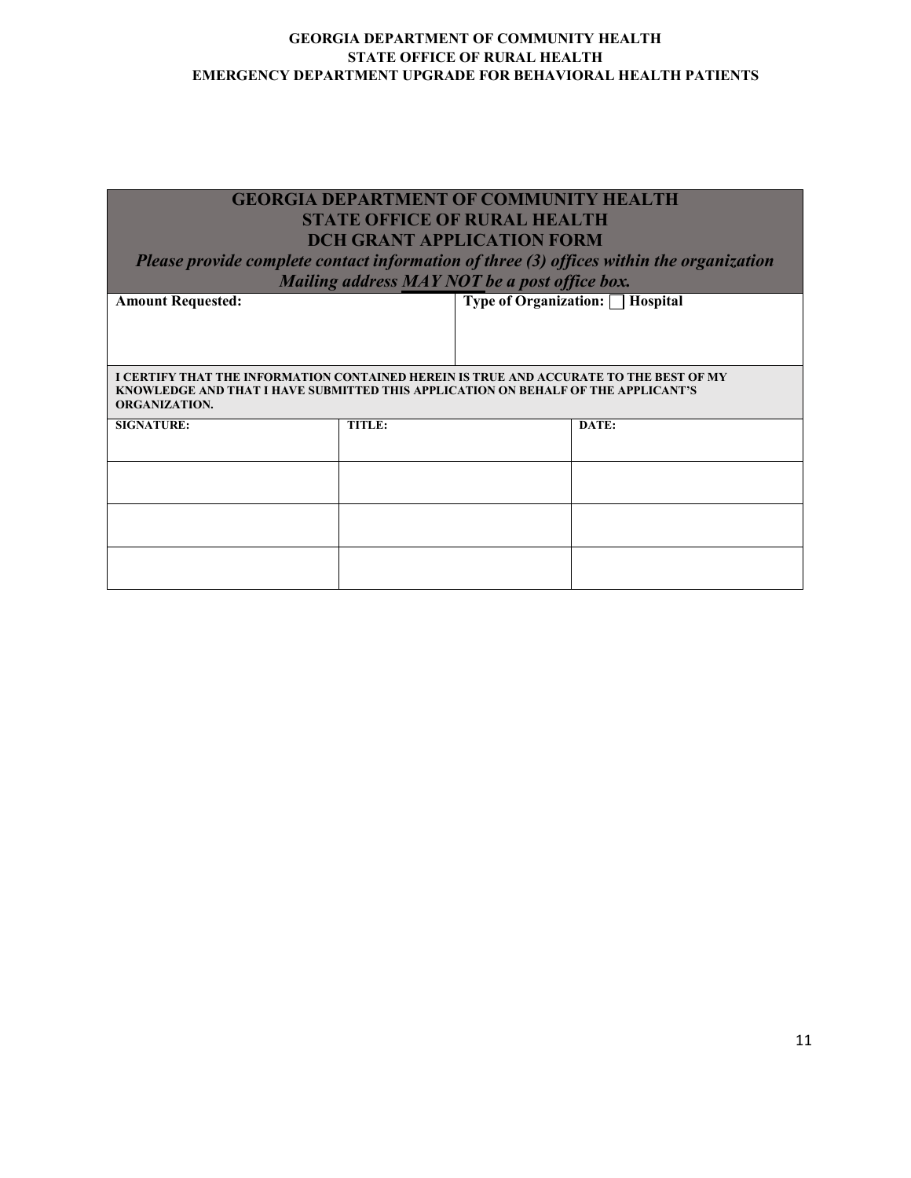| GEORGIA DEPARTMENT OF COMMUNITY HEALTH<br>STATE OFFICE OF RURAL HEALTH<br>DCH GRANT APPLICATION FORM<br>*Please provide complete contact information of three (3) offices within the organization*<br>*Mailing address MAY NOT be a post office box.* | | |
|---|---|---|
| **Amount Requested:** | **Type of Organization:** ☐ **Hospital** | |
| **I CERTIFY THAT THE INFORMATION CONTAINED HEREIN IS TRUE AND ACCURATE TO THE BEST OF MY KNOWLEDGE AND THAT I HAVE SUBMITTED THIS APPLICATION ON BEHALF OF THE APPLICANT'S ORGANIZATION.** | | |
| **SIGNATURE:** | **TITLE:** | **DATE:** |
| | | |
| | | |
| | | |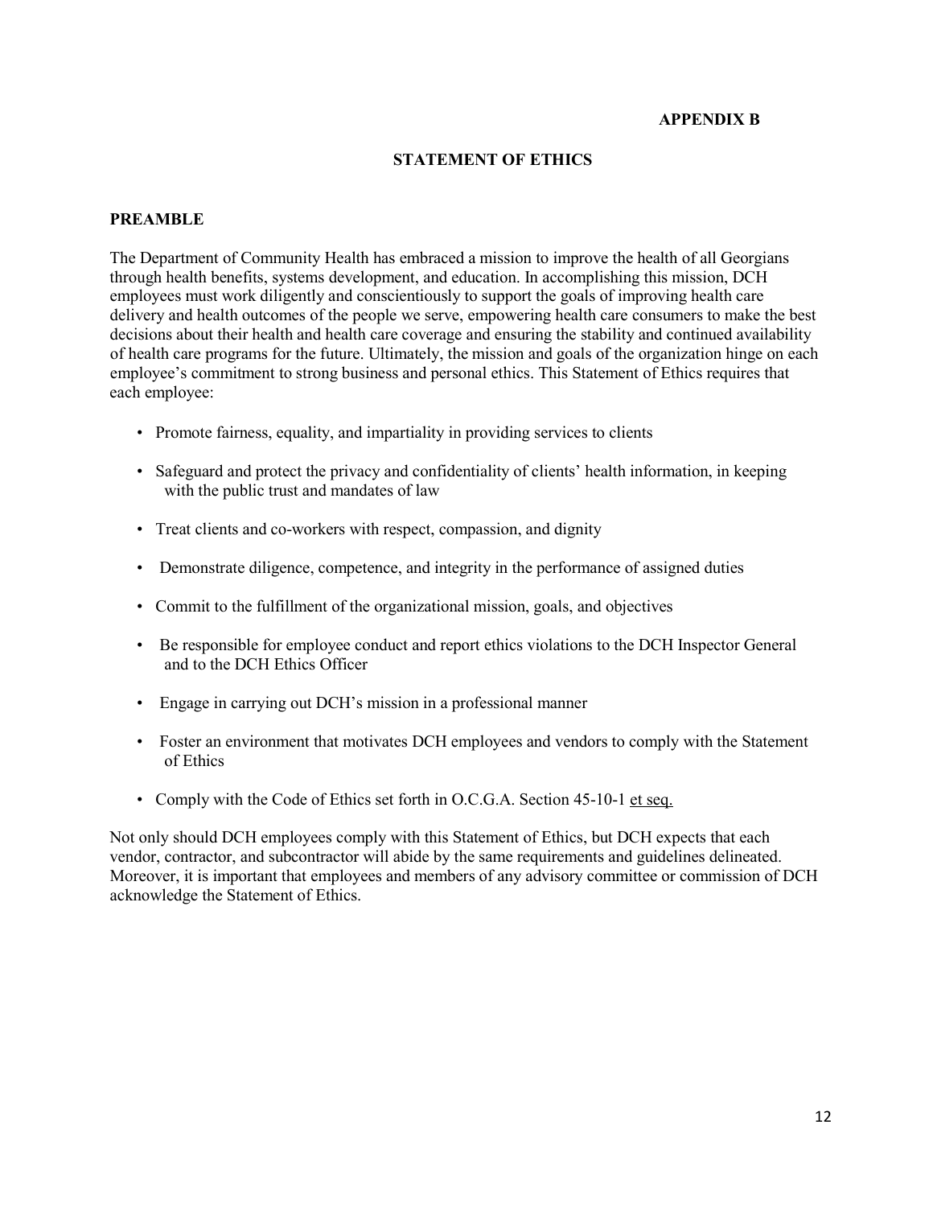**APPENDIX B**

## STATEMENT OF ETHICS

### PREAMBLE

The Department of Community Health has embraced a mission to improve the health of all Georgians through health benefits, systems development, and education. In accomplishing this mission, DCH employees must work diligently and conscientiously to support the goals of improving health care delivery and health outcomes of the people we serve, empowering health care consumers to make the best decisions about their health and health care coverage and ensuring the stability and continued availability of health care programs for the future. Ultimately, the mission and goals of the organization hinge on each employee's commitment to strong business and personal ethics. This Statement of Ethics requires that each employee:

- Promote fairness, equality, and impartiality in providing services to clients
- Safeguard and protect the privacy and confidentiality of clients' health information, in keeping with the public trust and mandates of law
- Treat clients and co-workers with respect, compassion, and dignity
- Demonstrate diligence, competence, and integrity in the performance of assigned duties
- Commit to the fulfillment of the organizational mission, goals, and objectives
- Be responsible for employee conduct and report ethics violations to the DCH Inspector General and to the DCH Ethics Officer
- Engage in carrying out DCH's mission in a professional manner
- Foster an environment that motivates DCH employees and vendors to comply with the Statement of Ethics
- Comply with the Code of Ethics set forth in O.C.G.A. Section 45-10-1 et seq.

Not only should DCH employees comply with this Statement of Ethics, but DCH expects that each vendor, contractor, and subcontractor will abide by the same requirements and guidelines delineated. Moreover, it is important that employees and members of any advisory committee or commission of DCH acknowledge the Statement of Ethics.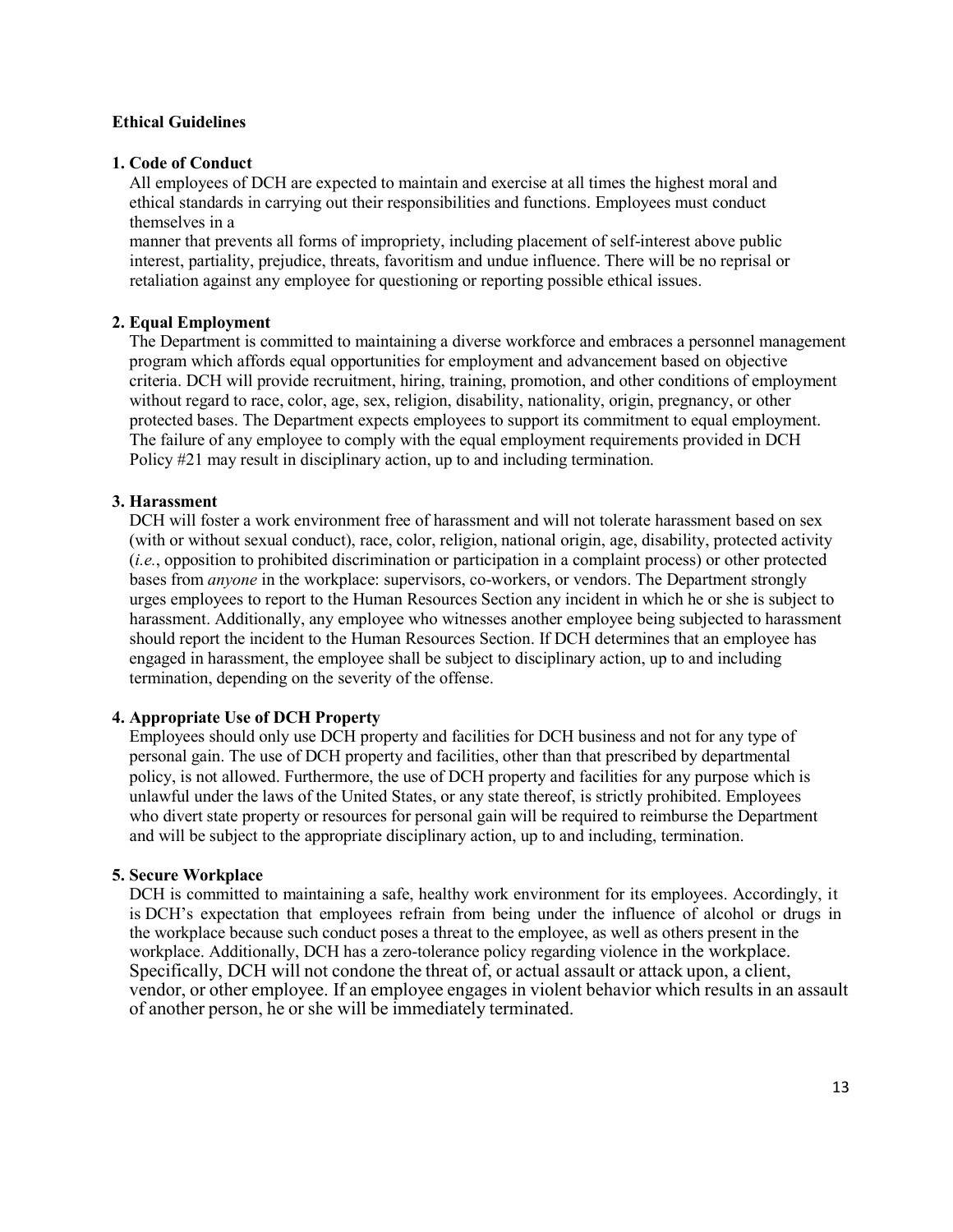**Ethical Guidelines**

**1. Code of Conduct**

All employees of DCH are expected to maintain and exercise at all times the highest moral and ethical standards in carrying out their responsibilities and functions. Employees must conduct themselves in a manner that prevents all forms of impropriety, including placement of self-interest above public interest, partiality, prejudice, threats, favoritism and undue influence. There will be no reprisal or retaliation against any employee for questioning or reporting possible ethical issues.

**2. Equal Employment**

The Department is committed to maintaining a diverse workforce and embraces a personnel management program which affords equal opportunities for employment and advancement based on objective criteria. DCH will provide recruitment, hiring, training, promotion, and other conditions of employment without regard to race, color, age, sex, religion, disability, nationality, origin, pregnancy, or other protected bases. The Department expects employees to support its commitment to equal employment. The failure of any employee to comply with the equal employment requirements provided in DCH Policy #21 may result in disciplinary action, up to and including termination.

**3. Harassment**

DCH will foster a work environment free of harassment and will not tolerate harassment based on sex (with or without sexual conduct), race, color, religion, national origin, age, disability, protected activity (*i.e.*, opposition to prohibited discrimination or participation in a complaint process) or other protected bases from *anyone* in the workplace: supervisors, co-workers, or vendors. The Department strongly urges employees to report to the Human Resources Section any incident in which he or she is subject to harassment. Additionally, any employee who witnesses another employee being subjected to harassment should report the incident to the Human Resources Section. If DCH determines that an employee has engaged in harassment, the employee shall be subject to disciplinary action, up to and including termination, depending on the severity of the offense.

**4. Appropriate Use of DCH Property**

Employees should only use DCH property and facilities for DCH business and not for any type of personal gain. The use of DCH property and facilities, other than that prescribed by departmental policy, is not allowed. Furthermore, the use of DCH property and facilities for any purpose which is unlawful under the laws of the United States, or any state thereof, is strictly prohibited. Employees who divert state property or resources for personal gain will be required to reimburse the Department and will be subject to the appropriate disciplinary action, up to and including, termination.

**5. Secure Workplace**

DCH is committed to maintaining a safe, healthy work environment for its employees. Accordingly, it is DCH's expectation that employees refrain from being under the influence of alcohol or drugs in the workplace because such conduct poses a threat to the employee, as well as others present in the workplace. Additionally, DCH has a zero-tolerance policy regarding violence in the workplace. Specifically, DCH will not condone the threat of, or actual assault or attack upon, a client, vendor, or other employee. If an employee engages in violent behavior which results in an assault of another person, he or she will be immediately terminated.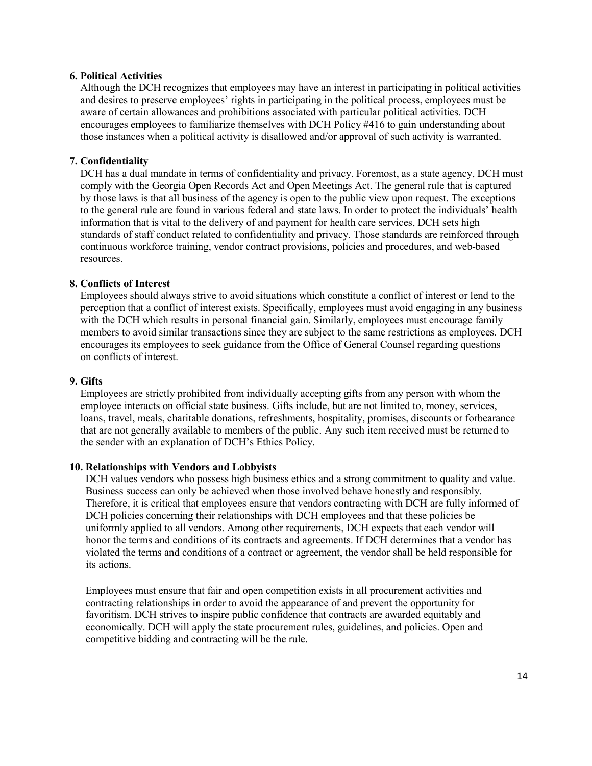**6. Political Activities**

Although the DCH recognizes that employees may have an interest in participating in political activities and desires to preserve employees' rights in participating in the political process, employees must be aware of certain allowances and prohibitions associated with particular political activities. DCH encourages employees to familiarize themselves with DCH Policy #416 to gain understanding about those instances when a political activity is disallowed and/or approval of such activity is warranted.

**7. Confidentiality**

DCH has a dual mandate in terms of confidentiality and privacy. Foremost, as a state agency, DCH must comply with the Georgia Open Records Act and Open Meetings Act. The general rule that is captured by those laws is that all business of the agency is open to the public view upon request. The exceptions to the general rule are found in various federal and state laws. In order to protect the individuals' health information that is vital to the delivery of and payment for health care services, DCH sets high standards of staff conduct related to confidentiality and privacy. Those standards are reinforced through continuous workforce training, vendor contract provisions, policies and procedures, and web-based resources.

**8. Conflicts of Interest**

Employees should always strive to avoid situations which constitute a conflict of interest or lend to the perception that a conflict of interest exists. Specifically, employees must avoid engaging in any business with the DCH which results in personal financial gain. Similarly, employees must encourage family members to avoid similar transactions since they are subject to the same restrictions as employees. DCH encourages its employees to seek guidance from the Office of General Counsel regarding questions on conflicts of interest.

**9. Gifts**

Employees are strictly prohibited from individually accepting gifts from any person with whom the employee interacts on official state business. Gifts include, but are not limited to, money, services, loans, travel, meals, charitable donations, refreshments, hospitality, promises, discounts or forbearance that are not generally available to members of the public. Any such item received must be returned to the sender with an explanation of DCH's Ethics Policy.

**10. Relationships with Vendors and Lobbyists**

DCH values vendors who possess high business ethics and a strong commitment to quality and value. Business success can only be achieved when those involved behave honestly and responsibly. Therefore, it is critical that employees ensure that vendors contracting with DCH are fully informed of DCH policies concerning their relationships with DCH employees and that these policies be uniformly applied to all vendors. Among other requirements, DCH expects that each vendor will honor the terms and conditions of its contracts and agreements. If DCH determines that a vendor has violated the terms and conditions of a contract or agreement, the vendor shall be held responsible for its actions.

Employees must ensure that fair and open competition exists in all procurement activities and contracting relationships in order to avoid the appearance of and prevent the opportunity for favoritism. DCH strives to inspire public confidence that contracts are awarded equitably and economically. DCH will apply the state procurement rules, guidelines, and policies. Open and competitive bidding and contracting will be the rule.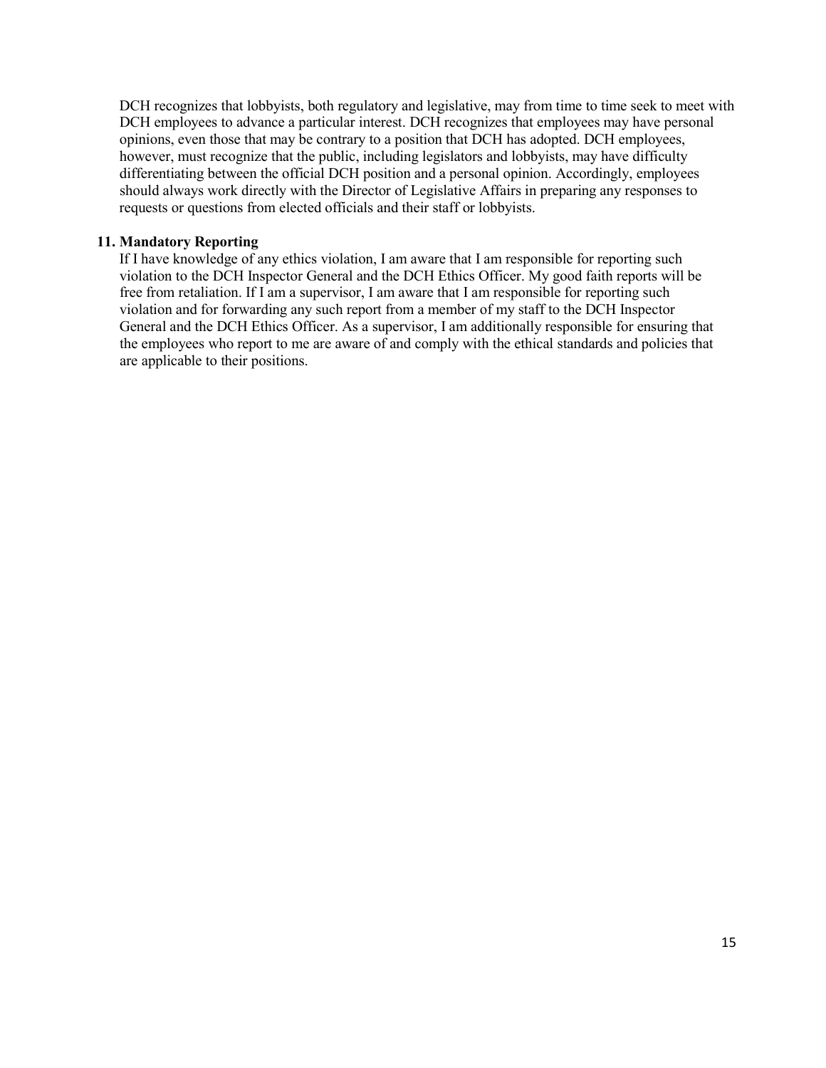DCH recognizes that lobbyists, both regulatory and legislative, may from time to time seek to meet with DCH employees to advance a particular interest. DCH recognizes that employees may have personal opinions, even those that may be contrary to a position that DCH has adopted. DCH employees, however, must recognize that the public, including legislators and lobbyists, may have difficulty differentiating between the official DCH position and a personal opinion. Accordingly, employees should always work directly with the Director of Legislative Affairs in preparing any responses to requests or questions from elected officials and their staff or lobbyists.

**11. Mandatory Reporting**

If I have knowledge of any ethics violation, I am aware that I am responsible for reporting such violation to the DCH Inspector General and the DCH Ethics Officer. My good faith reports will be free from retaliation. If I am a supervisor, I am aware that I am responsible for reporting such violation and for forwarding any such report from a member of my staff to the DCH Inspector General and the DCH Ethics Officer. As a supervisor, I am additionally responsible for ensuring that the employees who report to me are aware of and comply with the ethical standards and policies that are applicable to their positions.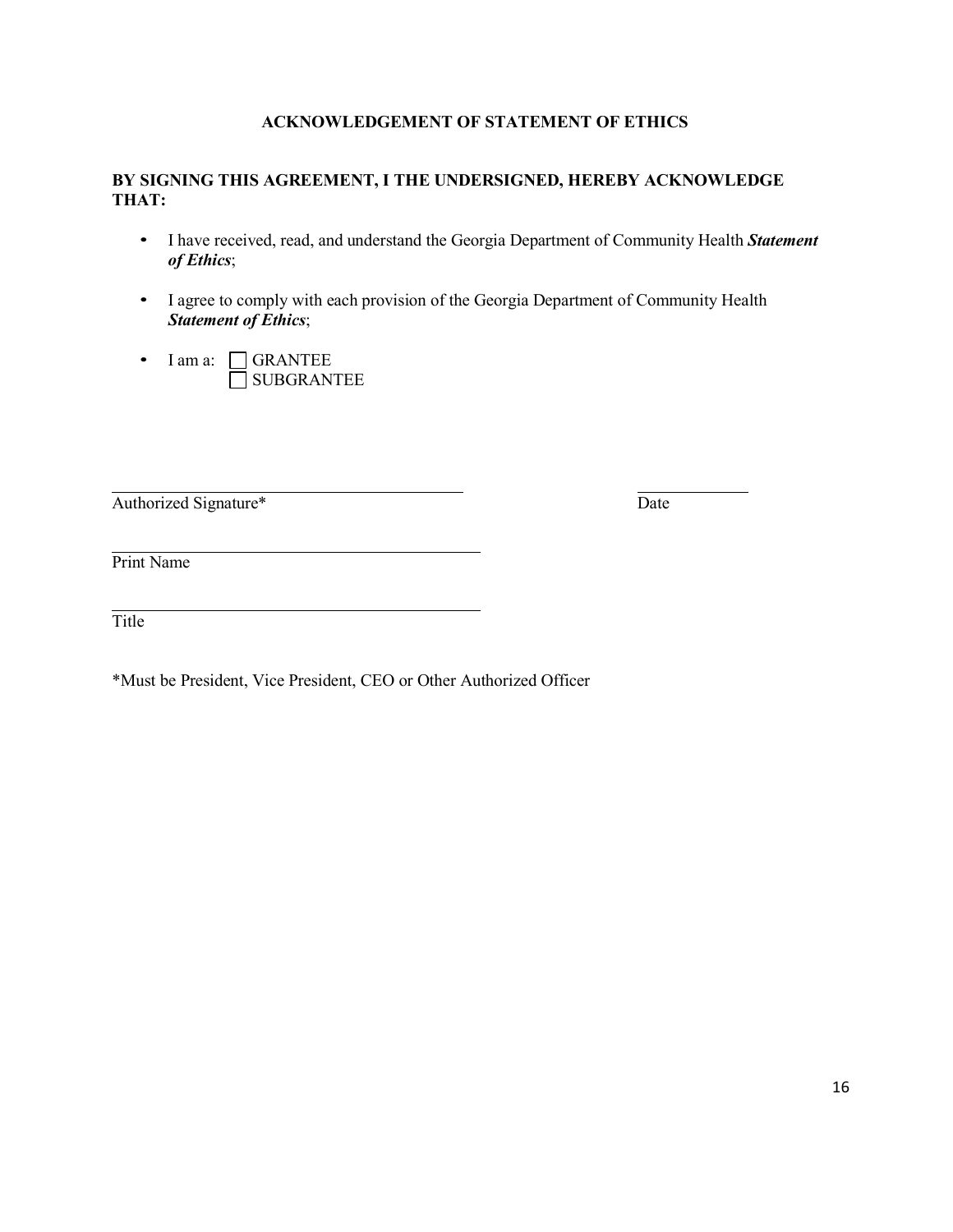## ACKNOWLEDGEMENT OF STATEMENT OF ETHICS

**BY SIGNING THIS AGREEMENT, I THE UNDERSIGNED, HEREBY ACKNOWLEDGE THAT:**

- I have received, read, and understand the Georgia Department of Community Health ***Statement of Ethics***;
- I agree to comply with each provision of the Georgia Department of Community Health ***Statement of Ethics***;
- I am a: ☐ GRANTEE
  ☐ SUBGRANTEE

\_\_\_\_\_\_\_\_\_\_\_\_\_\_\_\_\_\_\_\_\_\_\_\_\_\_\_\_\_\_\_\_\_\_\_\_\_\_\_\_ \_\_\_\_\_\_\_\_\_\_\_\_
Authorized Signature* Date

\_\_\_\_\_\_\_\_\_\_\_\_\_\_\_\_\_\_\_\_\_\_\_\_\_\_\_\_\_\_\_\_\_\_\_\_\_\_\_\_
Print Name

\_\_\_\_\_\_\_\_\_\_\_\_\_\_\_\_\_\_\_\_\_\_\_\_\_\_\_\_\_\_\_\_\_\_\_\_\_\_\_\_
Title

*Must be President, Vice President, CEO or Other Authorized Officer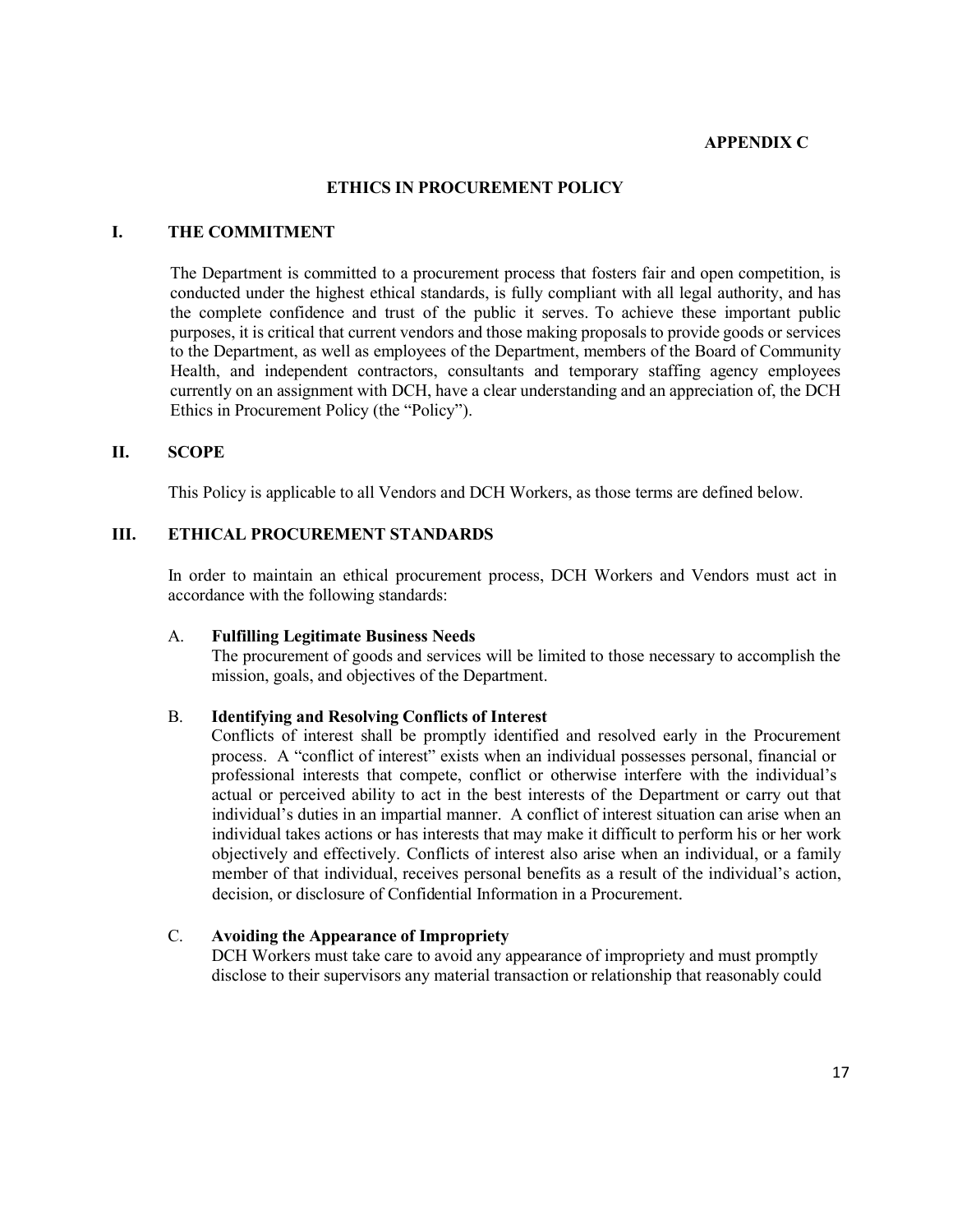**APPENDIX C**

# ETHICS IN PROCUREMENT POLICY

## I. THE COMMITMENT

The Department is committed to a procurement process that fosters fair and open competition, is conducted under the highest ethical standards, is fully compliant with all legal authority, and has the complete confidence and trust of the public it serves. To achieve these important public purposes, it is critical that current vendors and those making proposals to provide goods or services to the Department, as well as employees of the Department, members of the Board of Community Health, and independent contractors, consultants and temporary staffing agency employees currently on an assignment with DCH, have a clear understanding and an appreciation of, the DCH Ethics in Procurement Policy (the "Policy").

## II. SCOPE

This Policy is applicable to all Vendors and DCH Workers, as those terms are defined below.

## III. ETHICAL PROCUREMENT STANDARDS

In order to maintain an ethical procurement process, DCH Workers and Vendors must act in accordance with the following standards:

### A. Fulfilling Legitimate Business Needs

The procurement of goods and services will be limited to those necessary to accomplish the mission, goals, and objectives of the Department.

### B. Identifying and Resolving Conflicts of Interest

Conflicts of interest shall be promptly identified and resolved early in the Procurement process. A "conflict of interest" exists when an individual possesses personal, financial or professional interests that compete, conflict or otherwise interfere with the individual's actual or perceived ability to act in the best interests of the Department or carry out that individual's duties in an impartial manner. A conflict of interest situation can arise when an individual takes actions or has interests that may make it difficult to perform his or her work objectively and effectively. Conflicts of interest also arise when an individual, or a family member of that individual, receives personal benefits as a result of the individual's action, decision, or disclosure of Confidential Information in a Procurement.

### C. Avoiding the Appearance of Impropriety

DCH Workers must take care to avoid any appearance of impropriety and must promptly disclose to their supervisors any material transaction or relationship that reasonably could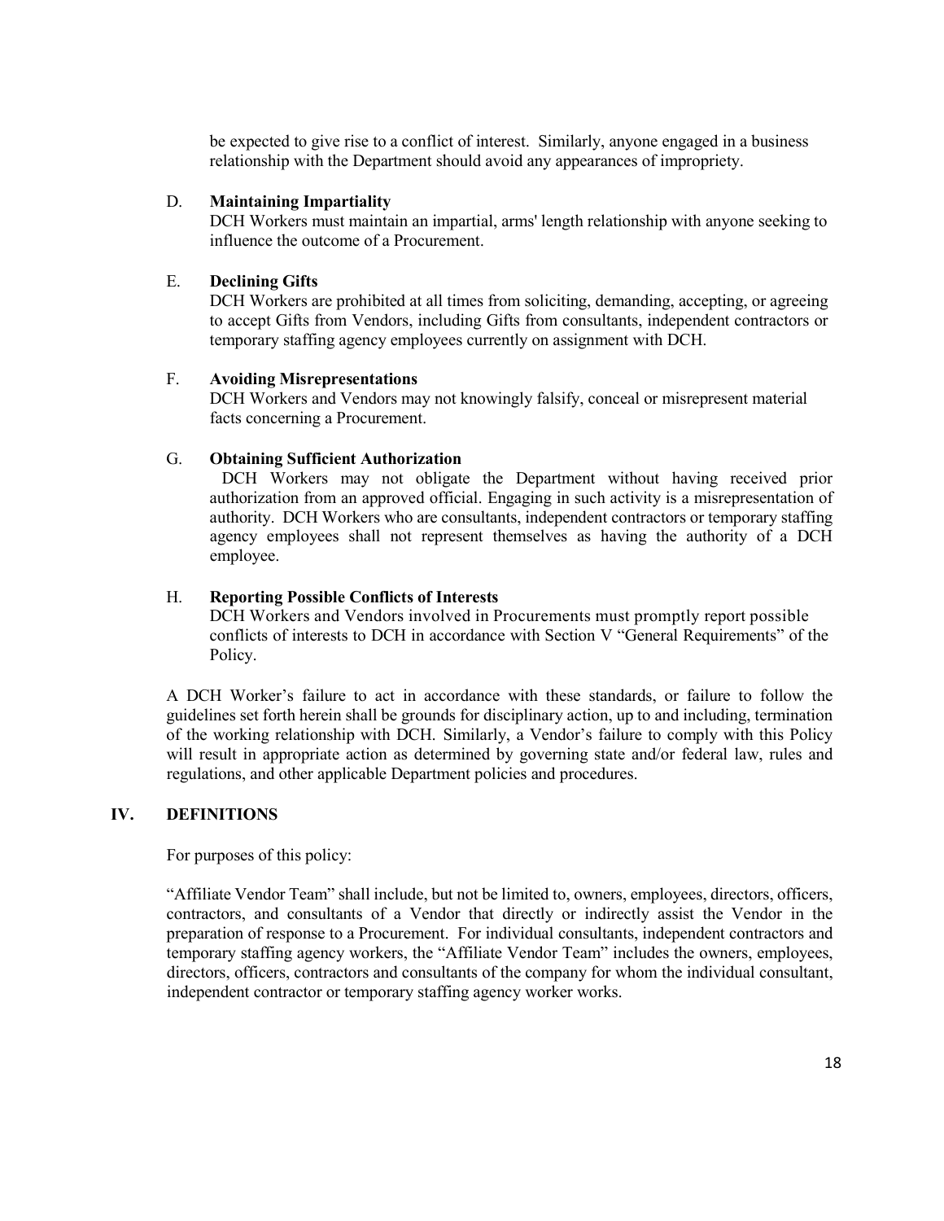be expected to give rise to a conflict of interest. Similarly, anyone engaged in a business relationship with the Department should avoid any appearances of impropriety.

D. **Maintaining Impartiality**

DCH Workers must maintain an impartial, arms' length relationship with anyone seeking to influence the outcome of a Procurement.

E. **Declining Gifts**

DCH Workers are prohibited at all times from soliciting, demanding, accepting, or agreeing to accept Gifts from Vendors, including Gifts from consultants, independent contractors or temporary staffing agency employees currently on assignment with DCH.

F. **Avoiding Misrepresentations**

DCH Workers and Vendors may not knowingly falsify, conceal or misrepresent material facts concerning a Procurement.

G. **Obtaining Sufficient Authorization**

DCH Workers may not obligate the Department without having received prior authorization from an approved official. Engaging in such activity is a misrepresentation of authority. DCH Workers who are consultants, independent contractors or temporary staffing agency employees shall not represent themselves as having the authority of a DCH employee.

H. **Reporting Possible Conflicts of Interests**

DCH Workers and Vendors involved in Procurements must promptly report possible conflicts of interests to DCH in accordance with Section V "General Requirements" of the Policy.

A DCH Worker's failure to act in accordance with these standards, or failure to follow the guidelines set forth herein shall be grounds for disciplinary action, up to and including, termination of the working relationship with DCH. Similarly, a Vendor's failure to comply with this Policy will result in appropriate action as determined by governing state and/or federal law, rules and regulations, and other applicable Department policies and procedures.

## IV. DEFINITIONS

For purposes of this policy:

"Affiliate Vendor Team" shall include, but not be limited to, owners, employees, directors, officers, contractors, and consultants of a Vendor that directly or indirectly assist the Vendor in the preparation of response to a Procurement. For individual consultants, independent contractors and temporary staffing agency workers, the "Affiliate Vendor Team" includes the owners, employees, directors, officers, contractors and consultants of the company for whom the individual consultant, independent contractor or temporary staffing agency worker works.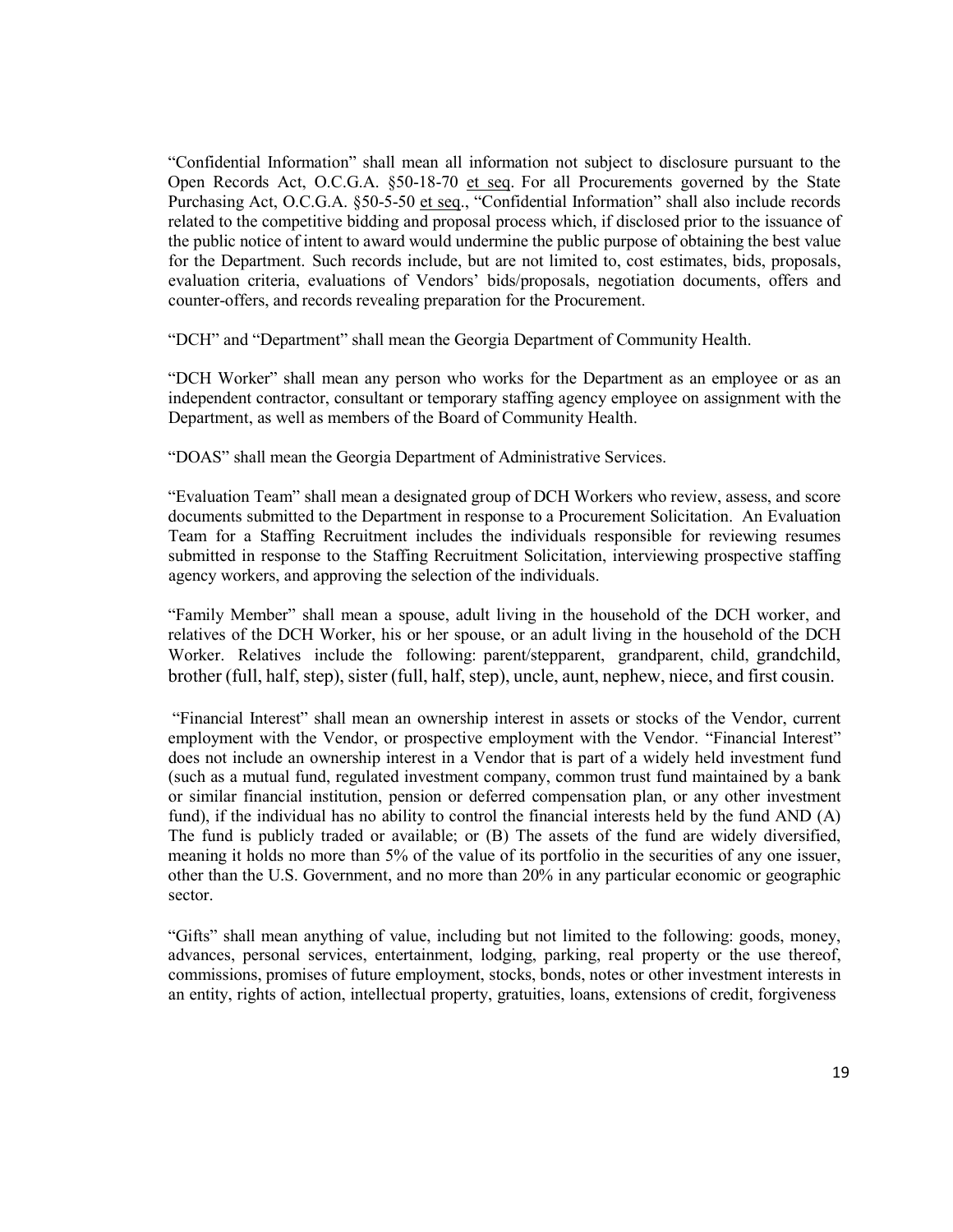"Confidential Information" shall mean all information not subject to disclosure pursuant to the Open Records Act, O.C.G.A. §50-18-70 et seq. For all Procurements governed by the State Purchasing Act, O.C.G.A. §50-5-50 et seq., "Confidential Information" shall also include records related to the competitive bidding and proposal process which, if disclosed prior to the issuance of the public notice of intent to award would undermine the public purpose of obtaining the best value for the Department. Such records include, but are not limited to, cost estimates, bids, proposals, evaluation criteria, evaluations of Vendors' bids/proposals, negotiation documents, offers and counter-offers, and records revealing preparation for the Procurement.

"DCH" and "Department" shall mean the Georgia Department of Community Health.

"DCH Worker" shall mean any person who works for the Department as an employee or as an independent contractor, consultant or temporary staffing agency employee on assignment with the Department, as well as members of the Board of Community Health.

"DOAS" shall mean the Georgia Department of Administrative Services.

"Evaluation Team" shall mean a designated group of DCH Workers who review, assess, and score documents submitted to the Department in response to a Procurement Solicitation. An Evaluation Team for a Staffing Recruitment includes the individuals responsible for reviewing resumes submitted in response to the Staffing Recruitment Solicitation, interviewing prospective staffing agency workers, and approving the selection of the individuals.

"Family Member" shall mean a spouse, adult living in the household of the DCH worker, and relatives of the DCH Worker, his or her spouse, or an adult living in the household of the DCH Worker. Relatives include the following: parent/stepparent, grandparent, child, grandchild, brother (full, half, step), sister (full, half, step), uncle, aunt, nephew, niece, and first cousin.

"Financial Interest" shall mean an ownership interest in assets or stocks of the Vendor, current employment with the Vendor, or prospective employment with the Vendor. "Financial Interest" does not include an ownership interest in a Vendor that is part of a widely held investment fund (such as a mutual fund, regulated investment company, common trust fund maintained by a bank or similar financial institution, pension or deferred compensation plan, or any other investment fund), if the individual has no ability to control the financial interests held by the fund AND (A) The fund is publicly traded or available; or (B) The assets of the fund are widely diversified, meaning it holds no more than 5% of the value of its portfolio in the securities of any one issuer, other than the U.S. Government, and no more than 20% in any particular economic or geographic sector.

"Gifts" shall mean anything of value, including but not limited to the following: goods, money, advances, personal services, entertainment, lodging, parking, real property or the use thereof, commissions, promises of future employment, stocks, bonds, notes or other investment interests in an entity, rights of action, intellectual property, gratuities, loans, extensions of credit, forgiveness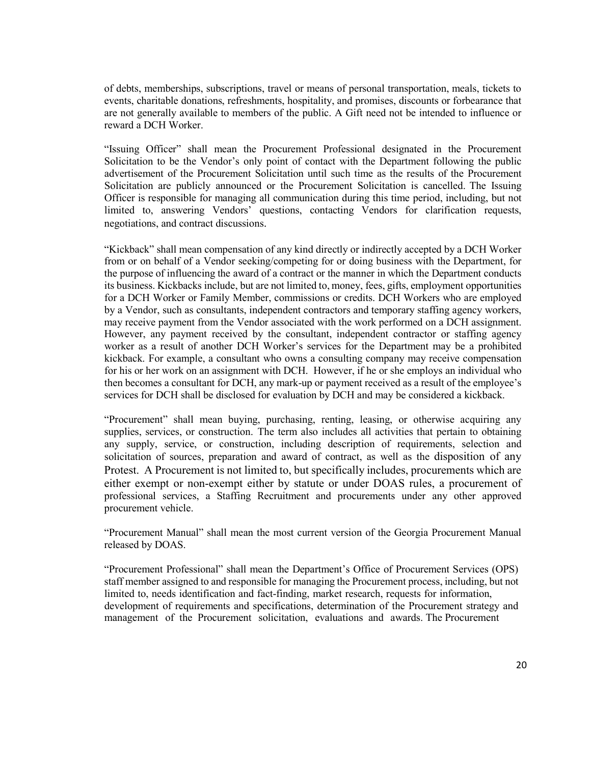of debts, memberships, subscriptions, travel or means of personal transportation, meals, tickets to events, charitable donations, refreshments, hospitality, and promises, discounts or forbearance that are not generally available to members of the public. A Gift need not be intended to influence or reward a DCH Worker.

"Issuing Officer" shall mean the Procurement Professional designated in the Procurement Solicitation to be the Vendor's only point of contact with the Department following the public advertisement of the Procurement Solicitation until such time as the results of the Procurement Solicitation are publicly announced or the Procurement Solicitation is cancelled. The Issuing Officer is responsible for managing all communication during this time period, including, but not limited to, answering Vendors' questions, contacting Vendors for clarification requests, negotiations, and contract discussions.

"Kickback" shall mean compensation of any kind directly or indirectly accepted by a DCH Worker from or on behalf of a Vendor seeking/competing for or doing business with the Department, for the purpose of influencing the award of a contract or the manner in which the Department conducts its business. Kickbacks include, but are not limited to, money, fees, gifts, employment opportunities for a DCH Worker or Family Member, commissions or credits. DCH Workers who are employed by a Vendor, such as consultants, independent contractors and temporary staffing agency workers, may receive payment from the Vendor associated with the work performed on a DCH assignment. However, any payment received by the consultant, independent contractor or staffing agency worker as a result of another DCH Worker's services for the Department may be a prohibited kickback. For example, a consultant who owns a consulting company may receive compensation for his or her work on an assignment with DCH. However, if he or she employs an individual who then becomes a consultant for DCH, any mark-up or payment received as a result of the employee's services for DCH shall be disclosed for evaluation by DCH and may be considered a kickback.

"Procurement" shall mean buying, purchasing, renting, leasing, or otherwise acquiring any supplies, services, or construction. The term also includes all activities that pertain to obtaining any supply, service, or construction, including description of requirements, selection and solicitation of sources, preparation and award of contract, as well as the disposition of any Protest. A Procurement is not limited to, but specifically includes, procurements which are either exempt or non-exempt either by statute or under DOAS rules, a procurement of professional services, a Staffing Recruitment and procurements under any other approved procurement vehicle.

"Procurement Manual" shall mean the most current version of the Georgia Procurement Manual released by DOAS.

"Procurement Professional" shall mean the Department's Office of Procurement Services (OPS) staff member assigned to and responsible for managing the Procurement process, including, but not limited to, needs identification and fact-finding, market research, requests for information, development of requirements and specifications, determination of the Procurement strategy and management of the Procurement solicitation, evaluations and awards. The Procurement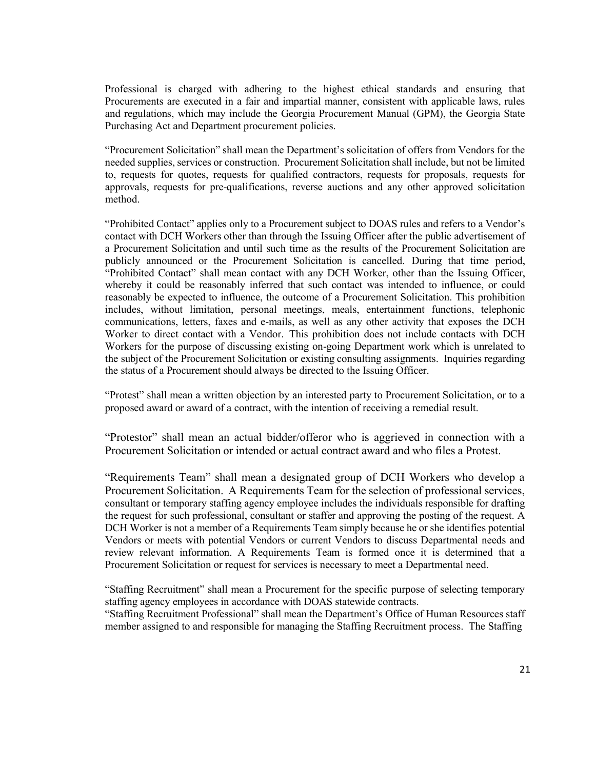Professional is charged with adhering to the highest ethical standards and ensuring that Procurements are executed in a fair and impartial manner, consistent with applicable laws, rules and regulations, which may include the Georgia Procurement Manual (GPM), the Georgia State Purchasing Act and Department procurement policies.

"Procurement Solicitation" shall mean the Department's solicitation of offers from Vendors for the needed supplies, services or construction. Procurement Solicitation shall include, but not be limited to, requests for quotes, requests for qualified contractors, requests for proposals, requests for approvals, requests for pre-qualifications, reverse auctions and any other approved solicitation method.

"Prohibited Contact" applies only to a Procurement subject to DOAS rules and refers to a Vendor's contact with DCH Workers other than through the Issuing Officer after the public advertisement of a Procurement Solicitation and until such time as the results of the Procurement Solicitation are publicly announced or the Procurement Solicitation is cancelled. During that time period, "Prohibited Contact" shall mean contact with any DCH Worker, other than the Issuing Officer, whereby it could be reasonably inferred that such contact was intended to influence, or could reasonably be expected to influence, the outcome of a Procurement Solicitation. This prohibition includes, without limitation, personal meetings, meals, entertainment functions, telephonic communications, letters, faxes and e-mails, as well as any other activity that exposes the DCH Worker to direct contact with a Vendor. This prohibition does not include contacts with DCH Workers for the purpose of discussing existing on-going Department work which is unrelated to the subject of the Procurement Solicitation or existing consulting assignments. Inquiries regarding the status of a Procurement should always be directed to the Issuing Officer.

"Protest" shall mean a written objection by an interested party to Procurement Solicitation, or to a proposed award or award of a contract, with the intention of receiving a remedial result.

"Protestor" shall mean an actual bidder/offeror who is aggrieved in connection with a Procurement Solicitation or intended or actual contract award and who files a Protest.

"Requirements Team" shall mean a designated group of DCH Workers who develop a Procurement Solicitation. A Requirements Team for the selection of professional services, consultant or temporary staffing agency employee includes the individuals responsible for drafting the request for such professional, consultant or staffer and approving the posting of the request. A DCH Worker is not a member of a Requirements Team simply because he or she identifies potential Vendors or meets with potential Vendors or current Vendors to discuss Departmental needs and review relevant information. A Requirements Team is formed once it is determined that a Procurement Solicitation or request for services is necessary to meet a Departmental need.

"Staffing Recruitment" shall mean a Procurement for the specific purpose of selecting temporary staffing agency employees in accordance with DOAS statewide contracts.

"Staffing Recruitment Professional" shall mean the Department's Office of Human Resources staff member assigned to and responsible for managing the Staffing Recruitment process. The Staffing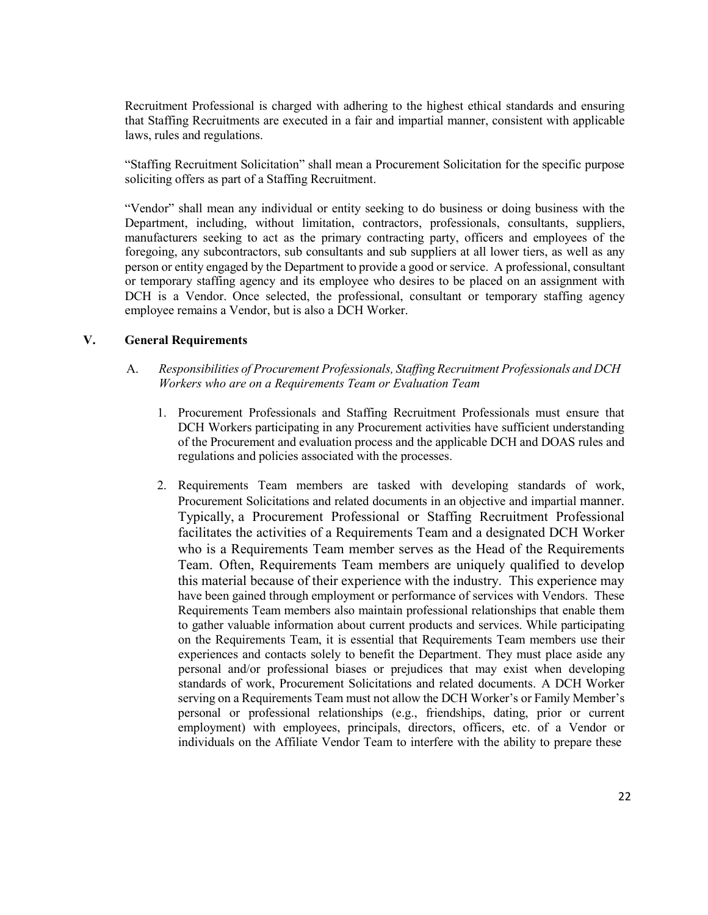Recruitment Professional is charged with adhering to the highest ethical standards and ensuring that Staffing Recruitments are executed in a fair and impartial manner, consistent with applicable laws, rules and regulations.

"Staffing Recruitment Solicitation" shall mean a Procurement Solicitation for the specific purpose soliciting offers as part of a Staffing Recruitment.

"Vendor" shall mean any individual or entity seeking to do business or doing business with the Department, including, without limitation, contractors, professionals, consultants, suppliers, manufacturers seeking to act as the primary contracting party, officers and employees of the foregoing, any subcontractors, sub consultants and sub suppliers at all lower tiers, as well as any person or entity engaged by the Department to provide a good or service. A professional, consultant or temporary staffing agency and its employee who desires to be placed on an assignment with DCH is a Vendor. Once selected, the professional, consultant or temporary staffing agency employee remains a Vendor, but is also a DCH Worker.

## V. General Requirements

### A. *Responsibilities of Procurement Professionals, Staffing Recruitment Professionals and DCH Workers who are on a Requirements Team or Evaluation Team*

1. Procurement Professionals and Staffing Recruitment Professionals must ensure that DCH Workers participating in any Procurement activities have sufficient understanding of the Procurement and evaluation process and the applicable DCH and DOAS rules and regulations and policies associated with the processes.

2. Requirements Team members are tasked with developing standards of work, Procurement Solicitations and related documents in an objective and impartial manner. Typically, a Procurement Professional or Staffing Recruitment Professional facilitates the activities of a Requirements Team and a designated DCH Worker who is a Requirements Team member serves as the Head of the Requirements Team. Often, Requirements Team members are uniquely qualified to develop this material because of their experience with the industry. This experience may have been gained through employment or performance of services with Vendors. These Requirements Team members also maintain professional relationships that enable them to gather valuable information about current products and services. While participating on the Requirements Team, it is essential that Requirements Team members use their experiences and contacts solely to benefit the Department. They must place aside any personal and/or professional biases or prejudices that may exist when developing standards of work, Procurement Solicitations and related documents. A DCH Worker serving on a Requirements Team must not allow the DCH Worker's or Family Member's personal or professional relationships (e.g., friendships, dating, prior or current employment) with employees, principals, directors, officers, etc. of a Vendor or individuals on the Affiliate Vendor Team to interfere with the ability to prepare these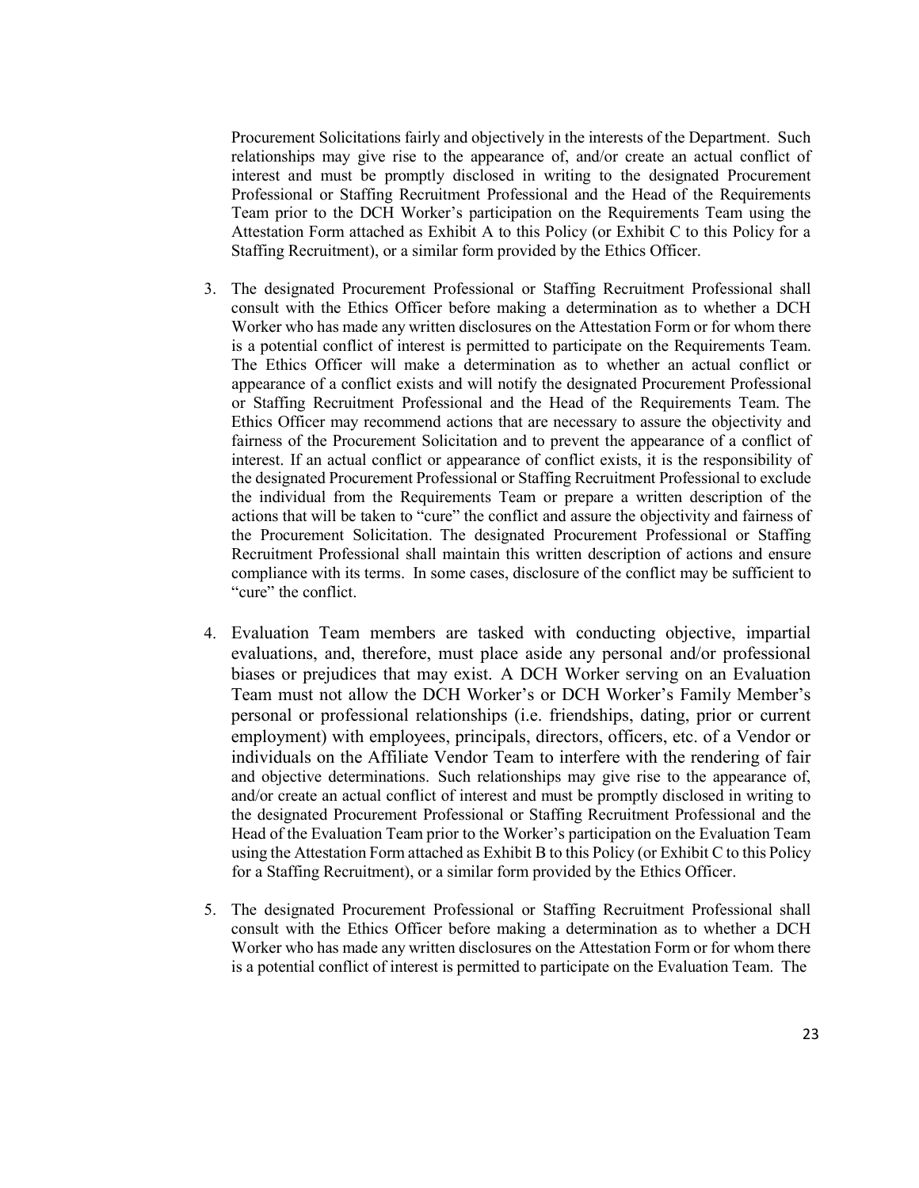Procurement Solicitations fairly and objectively in the interests of the Department. Such relationships may give rise to the appearance of, and/or create an actual conflict of interest and must be promptly disclosed in writing to the designated Procurement Professional or Staffing Recruitment Professional and the Head of the Requirements Team prior to the DCH Worker's participation on the Requirements Team using the Attestation Form attached as Exhibit A to this Policy (or Exhibit C to this Policy for a Staffing Recruitment), or a similar form provided by the Ethics Officer.

3. The designated Procurement Professional or Staffing Recruitment Professional shall consult with the Ethics Officer before making a determination as to whether a DCH Worker who has made any written disclosures on the Attestation Form or for whom there is a potential conflict of interest is permitted to participate on the Requirements Team. The Ethics Officer will make a determination as to whether an actual conflict or appearance of a conflict exists and will notify the designated Procurement Professional or Staffing Recruitment Professional and the Head of the Requirements Team. The Ethics Officer may recommend actions that are necessary to assure the objectivity and fairness of the Procurement Solicitation and to prevent the appearance of a conflict of interest. If an actual conflict or appearance of conflict exists, it is the responsibility of the designated Procurement Professional or Staffing Recruitment Professional to exclude the individual from the Requirements Team or prepare a written description of the actions that will be taken to "cure" the conflict and assure the objectivity and fairness of the Procurement Solicitation. The designated Procurement Professional or Staffing Recruitment Professional shall maintain this written description of actions and ensure compliance with its terms. In some cases, disclosure of the conflict may be sufficient to "cure" the conflict.

4. Evaluation Team members are tasked with conducting objective, impartial evaluations, and, therefore, must place aside any personal and/or professional biases or prejudices that may exist. A DCH Worker serving on an Evaluation Team must not allow the DCH Worker's or DCH Worker's Family Member's personal or professional relationships (i.e. friendships, dating, prior or current employment) with employees, principals, directors, officers, etc. of a Vendor or individuals on the Affiliate Vendor Team to interfere with the rendering of fair and objective determinations. Such relationships may give rise to the appearance of, and/or create an actual conflict of interest and must be promptly disclosed in writing to the designated Procurement Professional or Staffing Recruitment Professional and the Head of the Evaluation Team prior to the Worker's participation on the Evaluation Team using the Attestation Form attached as Exhibit B to this Policy (or Exhibit C to this Policy for a Staffing Recruitment), or a similar form provided by the Ethics Officer.

5. The designated Procurement Professional or Staffing Recruitment Professional shall consult with the Ethics Officer before making a determination as to whether a DCH Worker who has made any written disclosures on the Attestation Form or for whom there is a potential conflict of interest is permitted to participate on the Evaluation Team. The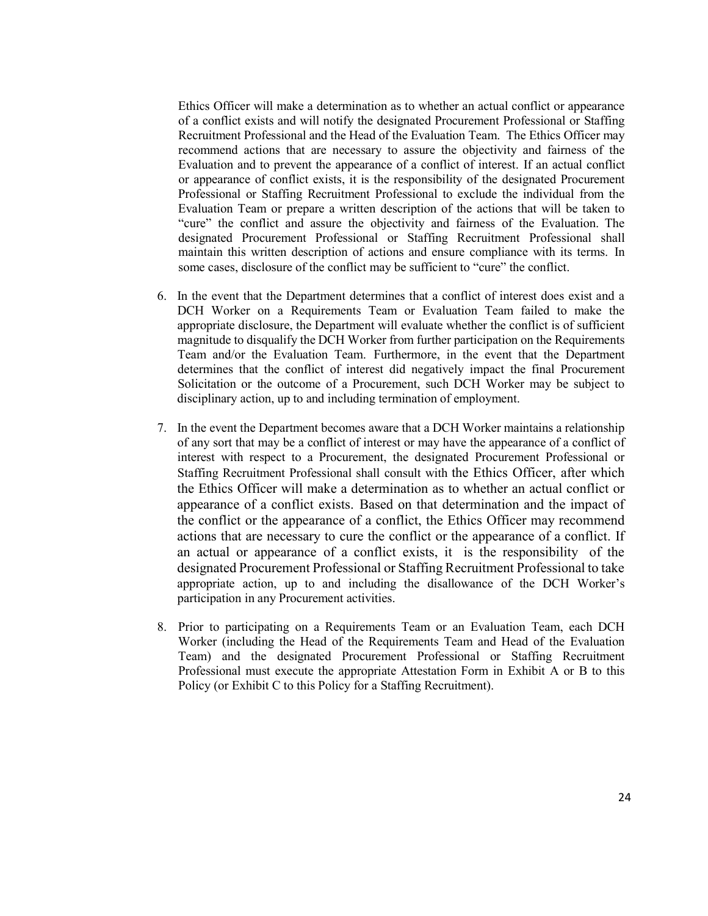Ethics Officer will make a determination as to whether an actual conflict or appearance of a conflict exists and will notify the designated Procurement Professional or Staffing Recruitment Professional and the Head of the Evaluation Team. The Ethics Officer may recommend actions that are necessary to assure the objectivity and fairness of the Evaluation and to prevent the appearance of a conflict of interest. If an actual conflict or appearance of conflict exists, it is the responsibility of the designated Procurement Professional or Staffing Recruitment Professional to exclude the individual from the Evaluation Team or prepare a written description of the actions that will be taken to "cure" the conflict and assure the objectivity and fairness of the Evaluation. The designated Procurement Professional or Staffing Recruitment Professional shall maintain this written description of actions and ensure compliance with its terms. In some cases, disclosure of the conflict may be sufficient to "cure" the conflict.

6. In the event that the Department determines that a conflict of interest does exist and a DCH Worker on a Requirements Team or Evaluation Team failed to make the appropriate disclosure, the Department will evaluate whether the conflict is of sufficient magnitude to disqualify the DCH Worker from further participation on the Requirements Team and/or the Evaluation Team. Furthermore, in the event that the Department determines that the conflict of interest did negatively impact the final Procurement Solicitation or the outcome of a Procurement, such DCH Worker may be subject to disciplinary action, up to and including termination of employment.

7. In the event the Department becomes aware that a DCH Worker maintains a relationship of any sort that may be a conflict of interest or may have the appearance of a conflict of interest with respect to a Procurement, the designated Procurement Professional or Staffing Recruitment Professional shall consult with the Ethics Officer, after which the Ethics Officer will make a determination as to whether an actual conflict or appearance of a conflict exists. Based on that determination and the impact of the conflict or the appearance of a conflict, the Ethics Officer may recommend actions that are necessary to cure the conflict or the appearance of a conflict. If an actual or appearance of a conflict exists, it is the responsibility of the designated Procurement Professional or Staffing Recruitment Professional to take appropriate action, up to and including the disallowance of the DCH Worker's participation in any Procurement activities.

8. Prior to participating on a Requirements Team or an Evaluation Team, each DCH Worker (including the Head of the Requirements Team and Head of the Evaluation Team) and the designated Procurement Professional or Staffing Recruitment Professional must execute the appropriate Attestation Form in Exhibit A or B to this Policy (or Exhibit C to this Policy for a Staffing Recruitment).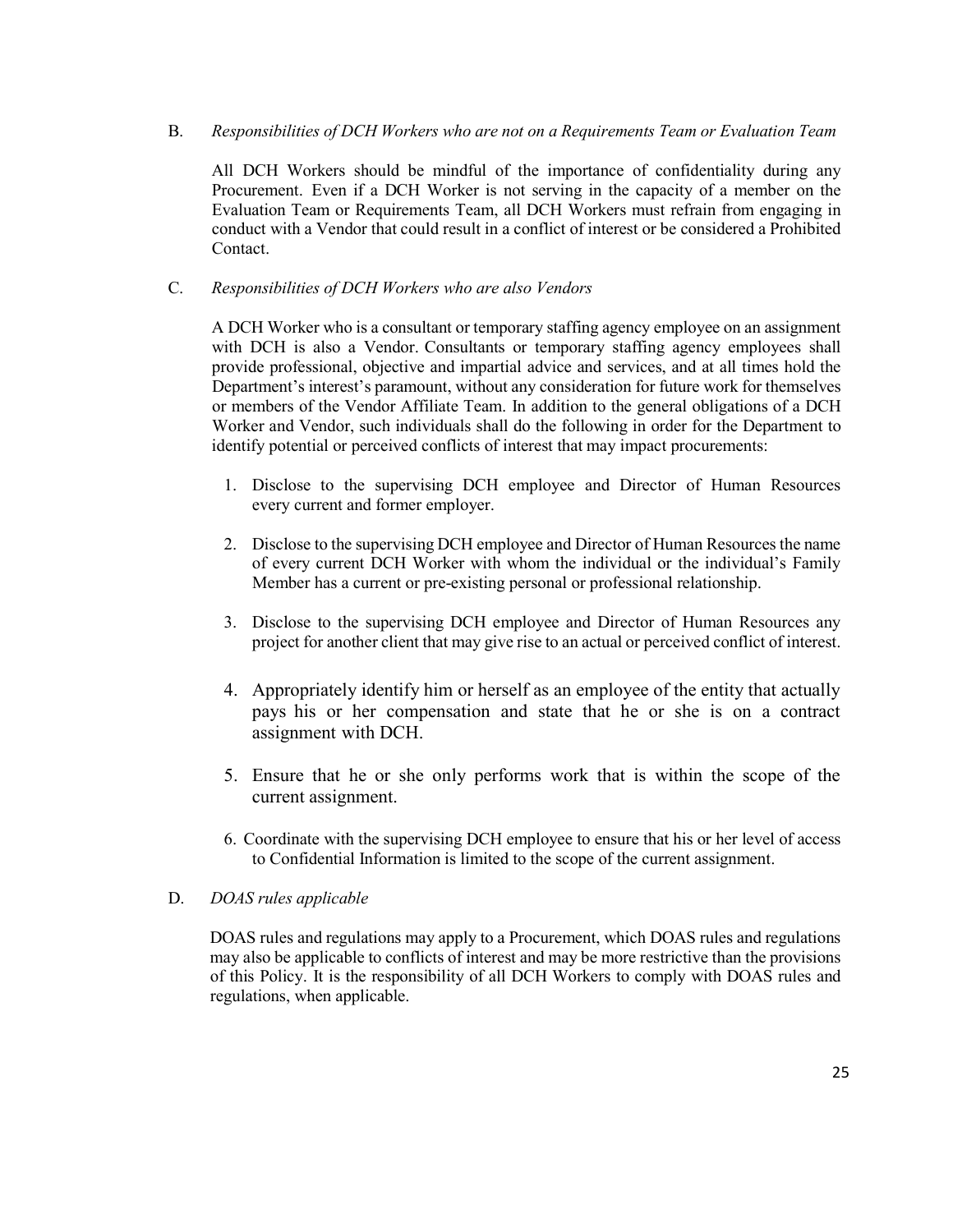B. *Responsibilities of DCH Workers who are not on a Requirements Team or Evaluation Team*

All DCH Workers should be mindful of the importance of confidentiality during any Procurement. Even if a DCH Worker is not serving in the capacity of a member on the Evaluation Team or Requirements Team, all DCH Workers must refrain from engaging in conduct with a Vendor that could result in a conflict of interest or be considered a Prohibited Contact.

C. *Responsibilities of DCH Workers who are also Vendors*

A DCH Worker who is a consultant or temporary staffing agency employee on an assignment with DCH is also a Vendor. Consultants or temporary staffing agency employees shall provide professional, objective and impartial advice and services, and at all times hold the Department's interest's paramount, without any consideration for future work for themselves or members of the Vendor Affiliate Team. In addition to the general obligations of a DCH Worker and Vendor, such individuals shall do the following in order for the Department to identify potential or perceived conflicts of interest that may impact procurements:

1. Disclose to the supervising DCH employee and Director of Human Resources every current and former employer.
2. Disclose to the supervising DCH employee and Director of Human Resources the name of every current DCH Worker with whom the individual or the individual's Family Member has a current or pre-existing personal or professional relationship.
3. Disclose to the supervising DCH employee and Director of Human Resources any project for another client that may give rise to an actual or perceived conflict of interest.
4. Appropriately identify him or herself as an employee of the entity that actually pays his or her compensation and state that he or she is on a contract assignment with DCH.
5. Ensure that he or she only performs work that is within the scope of the current assignment.
6. Coordinate with the supervising DCH employee to ensure that his or her level of access to Confidential Information is limited to the scope of the current assignment.

D. *DOAS rules applicable*

DOAS rules and regulations may apply to a Procurement, which DOAS rules and regulations may also be applicable to conflicts of interest and may be more restrictive than the provisions of this Policy. It is the responsibility of all DCH Workers to comply with DOAS rules and regulations, when applicable.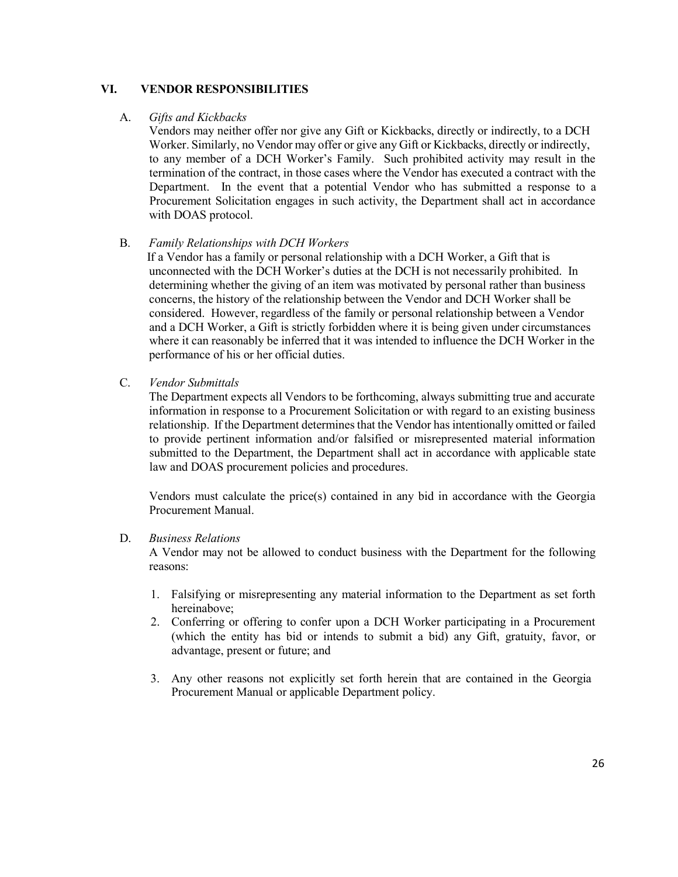## VI. VENDOR RESPONSIBILITIES

A. *Gifts and Kickbacks*

Vendors may neither offer nor give any Gift or Kickbacks, directly or indirectly, to a DCH Worker. Similarly, no Vendor may offer or give any Gift or Kickbacks, directly or indirectly, to any member of a DCH Worker's Family. Such prohibited activity may result in the termination of the contract, in those cases where the Vendor has executed a contract with the Department. In the event that a potential Vendor who has submitted a response to a Procurement Solicitation engages in such activity, the Department shall act in accordance with DOAS protocol.

B. *Family Relationships with DCH Workers*

If a Vendor has a family or personal relationship with a DCH Worker, a Gift that is unconnected with the DCH Worker's duties at the DCH is not necessarily prohibited. In determining whether the giving of an item was motivated by personal rather than business concerns, the history of the relationship between the Vendor and DCH Worker shall be considered. However, regardless of the family or personal relationship between a Vendor and a DCH Worker, a Gift is strictly forbidden where it is being given under circumstances where it can reasonably be inferred that it was intended to influence the DCH Worker in the performance of his or her official duties.

C. *Vendor Submittals*

The Department expects all Vendors to be forthcoming, always submitting true and accurate information in response to a Procurement Solicitation or with regard to an existing business relationship. If the Department determines that the Vendor has intentionally omitted or failed to provide pertinent information and/or falsified or misrepresented material information submitted to the Department, the Department shall act in accordance with applicable state law and DOAS procurement policies and procedures.

Vendors must calculate the price(s) contained in any bid in accordance with the Georgia Procurement Manual.

D. *Business Relations*

A Vendor may not be allowed to conduct business with the Department for the following reasons:

1. Falsifying or misrepresenting any material information to the Department as set forth hereinabove;
2. Conferring or offering to confer upon a DCH Worker participating in a Procurement (which the entity has bid or intends to submit a bid) any Gift, gratuity, favor, or advantage, present or future; and
3. Any other reasons not explicitly set forth herein that are contained in the Georgia Procurement Manual or applicable Department policy.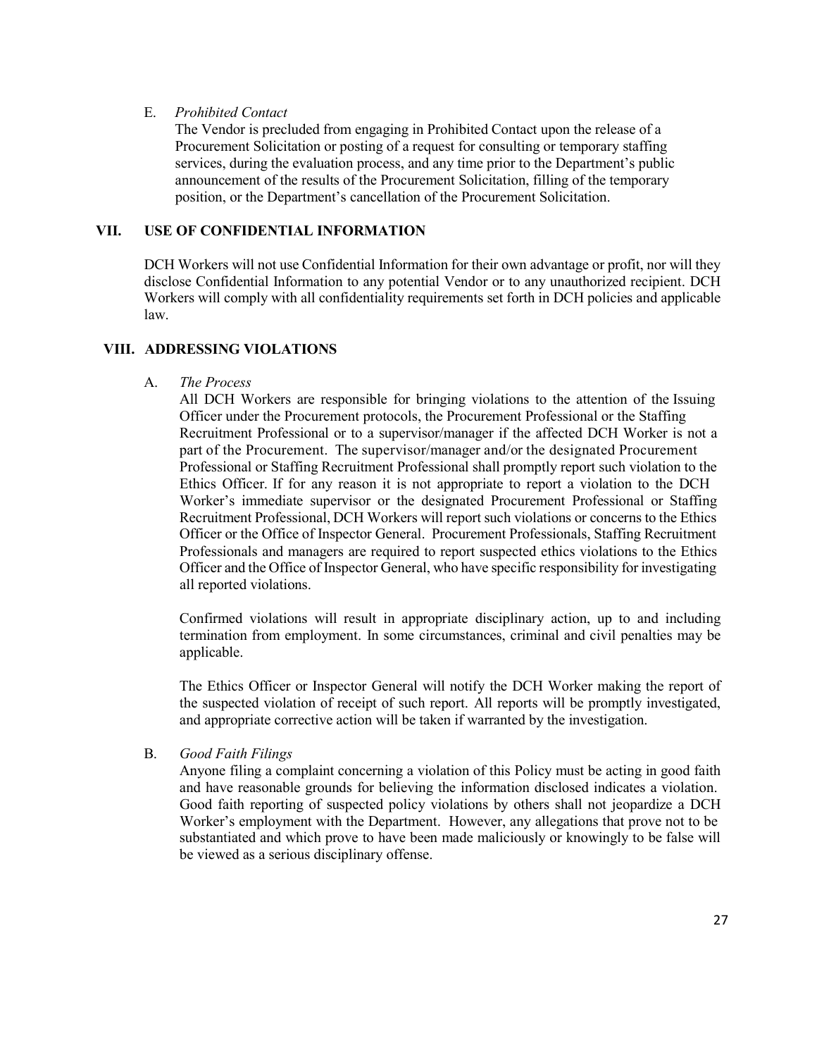E. *Prohibited Contact*

The Vendor is precluded from engaging in Prohibited Contact upon the release of a Procurement Solicitation or posting of a request for consulting or temporary staffing services, during the evaluation process, and any time prior to the Department's public announcement of the results of the Procurement Solicitation, filling of the temporary position, or the Department's cancellation of the Procurement Solicitation.

## VII. USE OF CONFIDENTIAL INFORMATION

DCH Workers will not use Confidential Information for their own advantage or profit, nor will they disclose Confidential Information to any potential Vendor or to any unauthorized recipient. DCH Workers will comply with all confidentiality requirements set forth in DCH policies and applicable law.

## VIII. ADDRESSING VIOLATIONS

A. *The Process*

All DCH Workers are responsible for bringing violations to the attention of the Issuing Officer under the Procurement protocols, the Procurement Professional or the Staffing Recruitment Professional or to a supervisor/manager if the affected DCH Worker is not a part of the Procurement. The supervisor/manager and/or the designated Procurement Professional or Staffing Recruitment Professional shall promptly report such violation to the Ethics Officer. If for any reason it is not appropriate to report a violation to the DCH Worker's immediate supervisor or the designated Procurement Professional or Staffing Recruitment Professional, DCH Workers will report such violations or concerns to the Ethics Officer or the Office of Inspector General. Procurement Professionals, Staffing Recruitment Professionals and managers are required to report suspected ethics violations to the Ethics Officer and the Office of Inspector General, who have specific responsibility for investigating all reported violations.

Confirmed violations will result in appropriate disciplinary action, up to and including termination from employment. In some circumstances, criminal and civil penalties may be applicable.

The Ethics Officer or Inspector General will notify the DCH Worker making the report of the suspected violation of receipt of such report. All reports will be promptly investigated, and appropriate corrective action will be taken if warranted by the investigation.

B. *Good Faith Filings*

Anyone filing a complaint concerning a violation of this Policy must be acting in good faith and have reasonable grounds for believing the information disclosed indicates a violation. Good faith reporting of suspected policy violations by others shall not jeopardize a DCH Worker's employment with the Department. However, any allegations that prove not to be substantiated and which prove to have been made maliciously or knowingly to be false will be viewed as a serious disciplinary offense.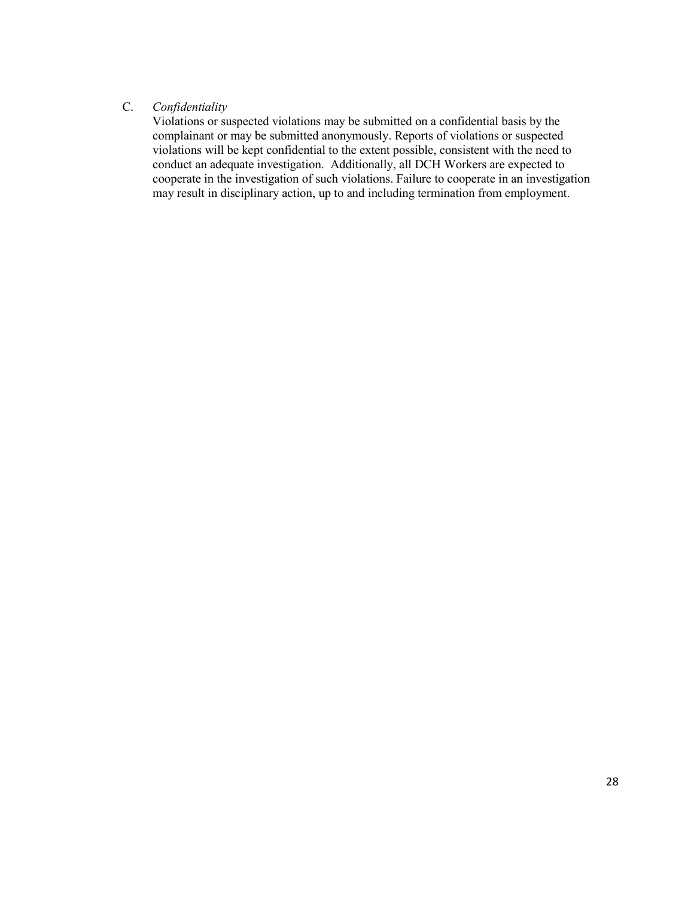C. *Confidentiality*

Violations or suspected violations may be submitted on a confidential basis by the complainant or may be submitted anonymously. Reports of violations or suspected violations will be kept confidential to the extent possible, consistent with the need to conduct an adequate investigation. Additionally, all DCH Workers are expected to cooperate in the investigation of such violations. Failure to cooperate in an investigation may result in disciplinary action, up to and including termination from employment.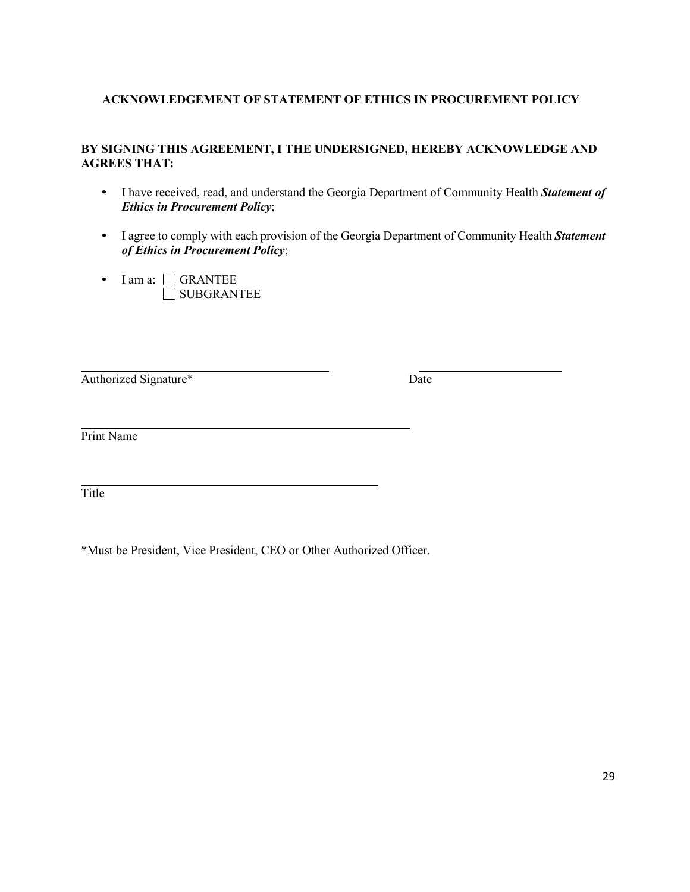## ACKNOWLEDGEMENT OF STATEMENT OF ETHICS IN PROCUREMENT POLICY

**BY SIGNING THIS AGREEMENT, I THE UNDERSIGNED, HEREBY ACKNOWLEDGE AND AGREES THAT:**

- I have received, read, and understand the Georgia Department of Community Health ***Statement of Ethics in Procurement Policy***;
- I agree to comply with each provision of the Georgia Department of Community Health ***Statement of Ethics in Procurement Policy***;
- I am a: ☐ GRANTEE
  ☐ SUBGRANTEE

\_\_\_\_\_\_\_\_\_\_\_\_\_\_\_\_\_\_\_\_\_\_\_\_\_\_\_\_\_\_\_\_\_\_\_\_\_\_\_\_ \_\_\_\_\_\_\_\_\_\_\_\_\_\_\_\_\_\_\_\_\_\_\_\_

Authorized Signature* Date

\_\_\_\_\_\_\_\_\_\_\_\_\_\_\_\_\_\_\_\_\_\_\_\_\_\_\_\_\_\_\_\_\_\_\_\_\_\_\_\_\_\_\_\_\_\_\_\_\_\_\_\_

Print Name

\_\_\_\_\_\_\_\_\_\_\_\_\_\_\_\_\_\_\_\_\_\_\_\_\_\_\_\_\_\_\_\_\_\_\_\_\_\_\_\_\_\_\_\_\_\_\_\_

Title

*Must be President, Vice President, CEO or Other Authorized Officer.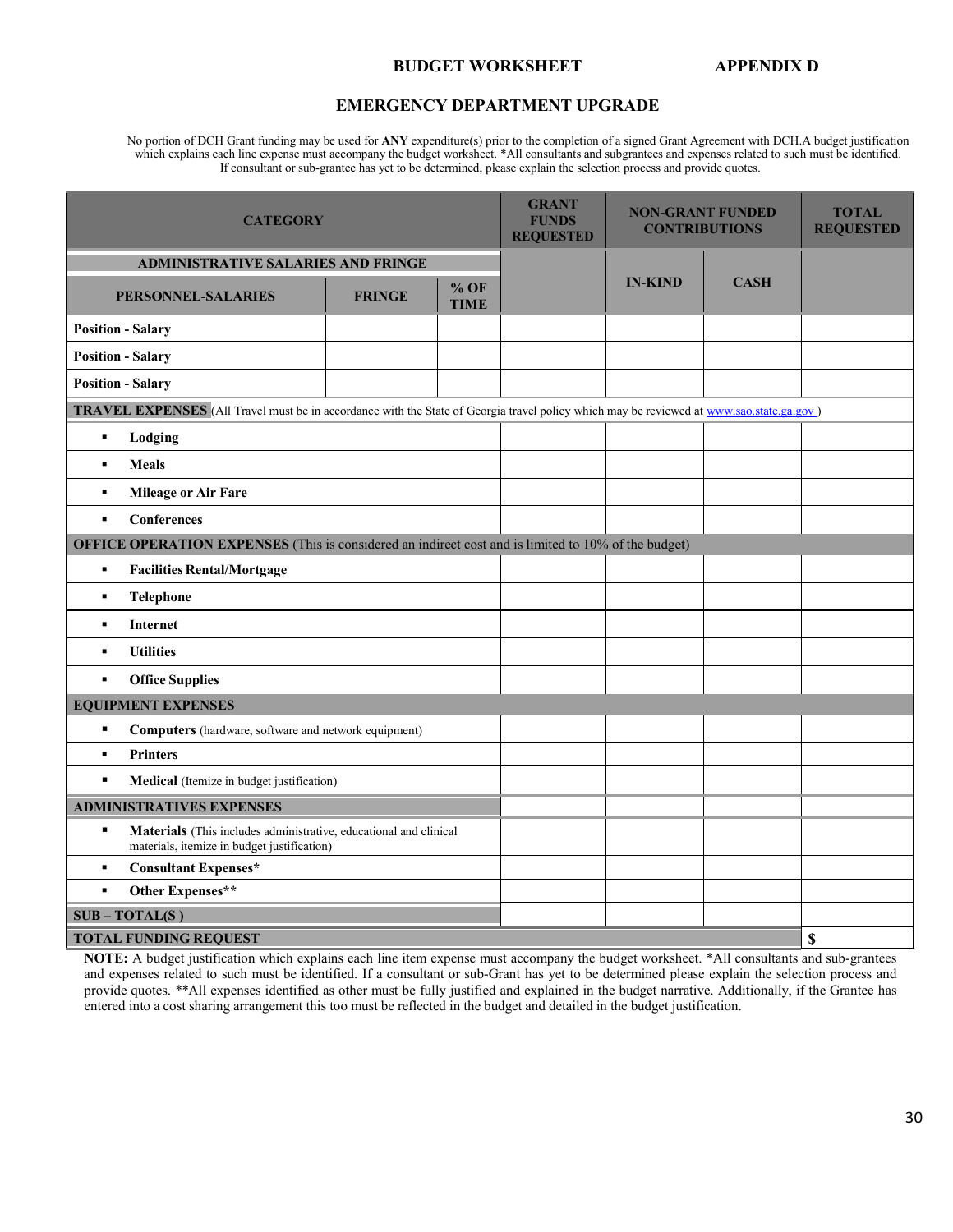**BUDGET WORKSHEET** **APPENDIX D**

## EMERGENCY DEPARTMENT UPGRADE

No portion of DCH Grant funding may be used for **ANY** expenditure(s) prior to the completion of a signed Grant Agreement with DCH.A budget justification which explains each line expense must accompany the budget worksheet. *All consultants and subgrantees and expenses related to such must be identified. If consultant or sub-grantee has yet to be determined, please explain the selection process and provide quotes.

| CATEGORY | | | GRANT FUNDS REQUESTED | NON-GRANT FUNDED CONTRIBUTIONS | | TOTAL REQUESTED |
|---|---|---|---|---|---|---|
| **ADMINISTRATIVE SALARIES AND FRINGE** | | | | IN-KIND | CASH | |
| **PERSONNEL-SALARIES** | **FRINGE** | **% OF TIME** | | | | |
| **Position - Salary** | | | | | | |
| **Position - Salary** | | | | | | |
| **Position - Salary** | | | | | | |
| **TRAVEL EXPENSES** (All Travel must be in accordance with the State of Georgia travel policy which may be reviewed at www.sao.state.ga.gov ) | | | | | | |
| ▪ **Lodging** | | | | | | |
| ▪ **Meals** | | | | | | |
| ▪ **Mileage or Air Fare** | | | | | | |
| ▪ **Conferences** | | | | | | |
| **OFFICE OPERATION EXPENSES** (This is considered an indirect cost and is limited to 10% of the budget) | | | | | | |
| ▪ **Facilities Rental/Mortgage** | | | | | | |
| ▪ **Telephone** | | | | | | |
| ▪ **Internet** | | | | | | |
| ▪ **Utilities** | | | | | | |
| ▪ **Office Supplies** | | | | | | |
| **EQUIPMENT EXPENSES** | | | | | | |
| ▪ **Computers** (hardware, software and network equipment) | | | | | | |
| ▪ **Printers** | | | | | | |
| ▪ **Medical** (Itemize in budget justification) | | | | | | |
| **ADMINISTRATIVES EXPENSES** | | | | | | |
| ▪ **Materials** (This includes administrative, educational and clinical materials, itemize in budget justification) | | | | | | |
| ▪ **Consultant Expenses*** | | | | | | |
| ▪ **Other Expenses**** | | | | | | |
| **SUB – TOTAL(S )** | | | | | | |
| **TOTAL FUNDING REQUEST** | | | | | | **$** |

**NOTE:** A budget justification which explains each line item expense must accompany the budget worksheet. *All consultants and sub-grantees and expenses related to such must be identified. If a consultant or sub-Grant has yet to be determined please explain the selection process and provide quotes. **All expenses identified as other must be fully justified and explained in the budget narrative. Additionally, if the Grantee has entered into a cost sharing arrangement this too must be reflected in the budget and detailed in the budget justification.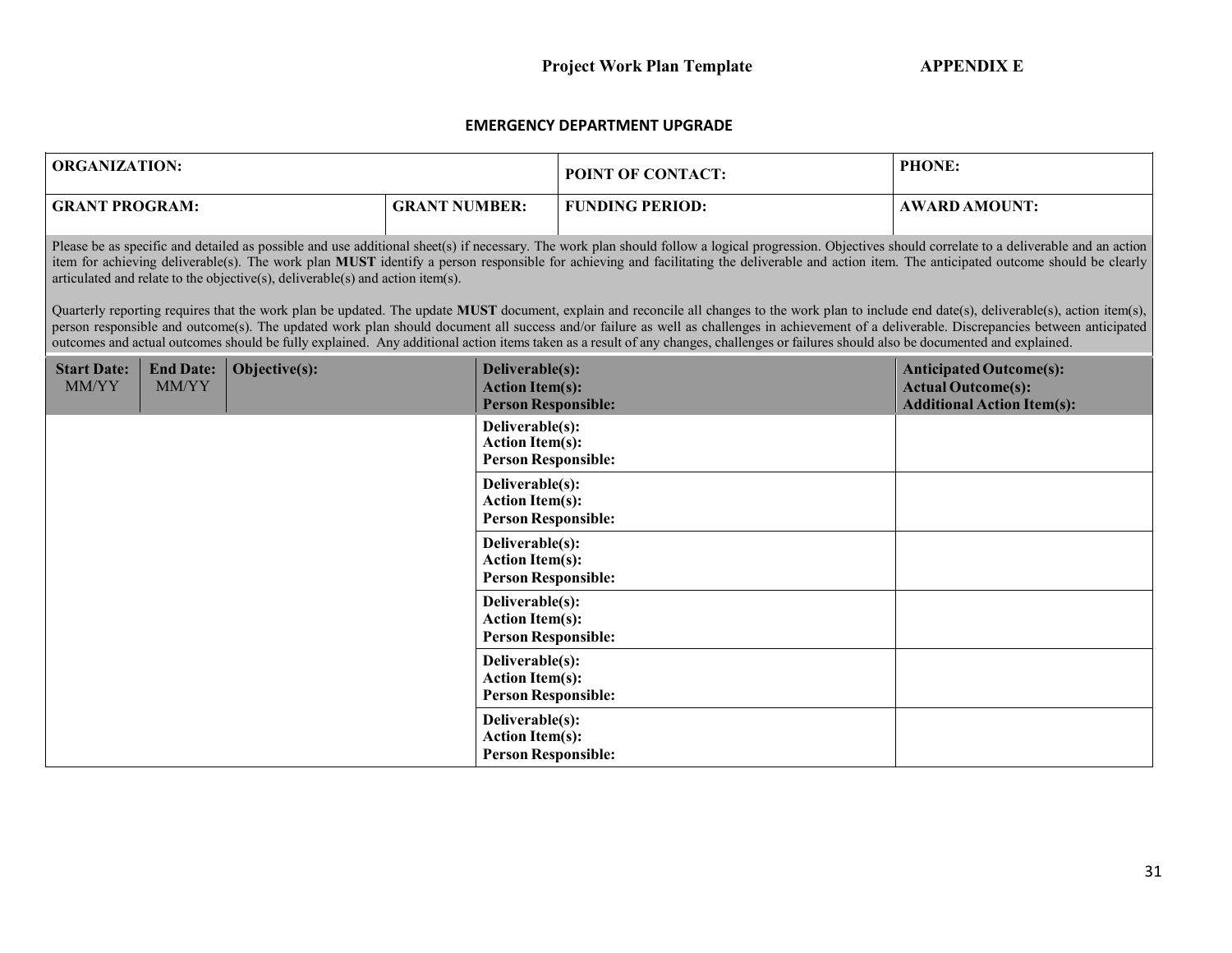**Project Work Plan Template** **APPENDIX E**

## EMERGENCY DEPARTMENT UPGRADE

| **ORGANIZATION:** | | **POINT OF CONTACT:** | **PHONE:** |
|---|---|---|---|
| **GRANT PROGRAM:** | **GRANT NUMBER:** | **FUNDING PERIOD:** | **AWARD AMOUNT:** |

Please be as specific and detailed as possible and use additional sheet(s) if necessary. The work plan should follow a logical progression. Objectives should correlate to a deliverable and an action item for achieving deliverable(s). The work plan **MUST** identify a person responsible for achieving and facilitating the deliverable and action item. The anticipated outcome should be clearly articulated and relate to the objective(s), deliverable(s) and action item(s).

Quarterly reporting requires that the work plan be updated. The update **MUST** document, explain and reconcile all changes to the work plan to include end date(s), deliverable(s), action item(s), person responsible and outcome(s). The updated work plan should document all success and/or failure as well as challenges in achievement of a deliverable. Discrepancies between anticipated outcomes and actual outcomes should be fully explained. Any additional action items taken as a result of any changes, challenges or failures should also be documented and explained.

| **Start Date:** MM/YY | **End Date:** MM/YY | **Objective(s):** | **Deliverable(s):** **Action Item(s):** **Person Responsible:** | **Anticipated Outcome(s):** **Actual Outcome(s):** **Additional Action Item(s):** |
|---|---|---|---|---|
| | | | **Deliverable(s):** **Action Item(s):** **Person Responsible:** | |
| | | | **Deliverable(s):** **Action Item(s):** **Person Responsible:** | |
| | | | **Deliverable(s):** **Action Item(s):** **Person Responsible:** | |
| | | | **Deliverable(s):** **Action Item(s):** **Person Responsible:** | |
| | | | **Deliverable(s):** **Action Item(s):** **Person Responsible:** | |
| | | | **Deliverable(s):** **Action Item(s):** **Person Responsible:** | |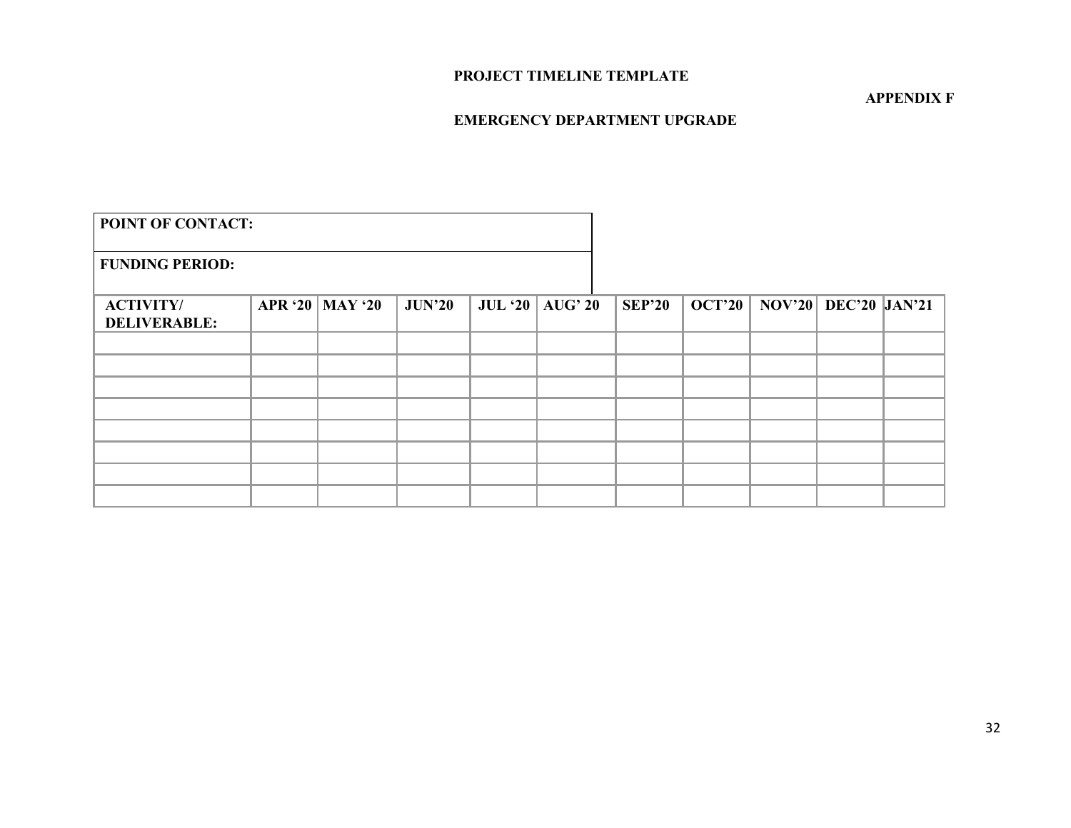**PROJECT TIMELINE TEMPLATE**

**APPENDIX F**

**EMERGENCY DEPARTMENT UPGRADE**

| **POINT OF CONTACT:** |
|---|
| **FUNDING PERIOD:** |

| **ACTIVITY/ DELIVERABLE:** | **APR '20** | **MAY '20** | **JUN'20** | **JUL '20** | **AUG' 20** | **SEP'20** | **OCT'20** | **NOV'20** | **DEC'20** | **JAN'21** |
|---|---|---|---|---|---|---|---|---|---|---|
| | | | | | | | | | | |
| | | | | | | | | | | |
| | | | | | | | | | | |
| | | | | | | | | | | |
| | | | | | | | | | | |
| | | | | | | | | | | |
| | | | | | | | | | | |
| | | | | | | | | | | |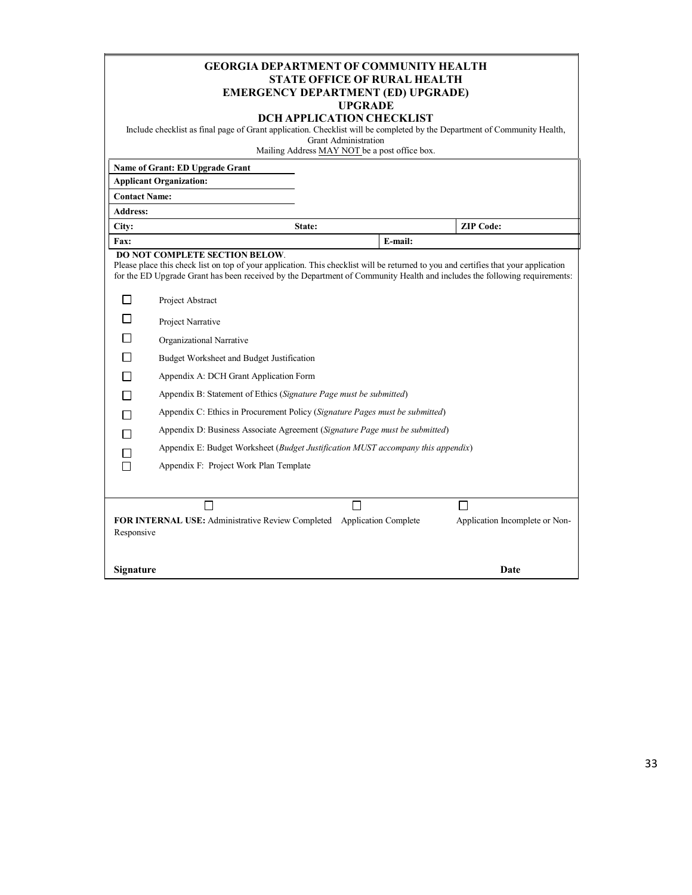# GEORGIA DEPARTMENT OF COMMUNITY HEALTH
## STATE OFFICE OF RURAL HEALTH
## EMERGENCY DEPARTMENT (ED) UPGRADE)
## UPGRADE
## DCH APPLICATION CHECKLIST

Include checklist as final page of Grant application. Checklist will be completed by the Department of Community Health, Grant Administration

Mailing Address MAY NOT be a post office box.

| | | |
|---|---|---|
| **Name of Grant: ED Upgrade Grant** | | |
| **Applicant Organization:** | | |
| **Contact Name:** | | |
| **Address:** | | |
| **City:** | **State:** | **ZIP Code:** |
| **Fax:** | **E-mail:** | |

**DO NOT COMPLETE SECTION BELOW**.

Please place this check list on top of your application. This checklist will be returned to you and certifies that your application for the ED Upgrade Grant has been received by the Department of Community Health and includes the following requirements:

- ☐ Project Abstract
- ☐ Project Narrative
- ☐ Organizational Narrative
- ☐ Budget Worksheet and Budget Justification
- ☐ Appendix A: DCH Grant Application Form
- ☐ Appendix B: Statement of Ethics (*Signature Page must be submitted*)
- ☐ Appendix C: Ethics in Procurement Policy (*Signature Pages must be submitted*)
- ☐ Appendix D: Business Associate Agreement (*Signature Page must be submitted*)
- ☐ Appendix E: Budget Worksheet (*Budget Justification MUST accompany this appendix*)
- ☐ Appendix F: Project Work Plan Template

**FOR INTERNAL USE:** ☐ Administrative Review Completed ☐ Application Complete ☐ Application Incomplete or Non-Responsive

**Signature** **Date**